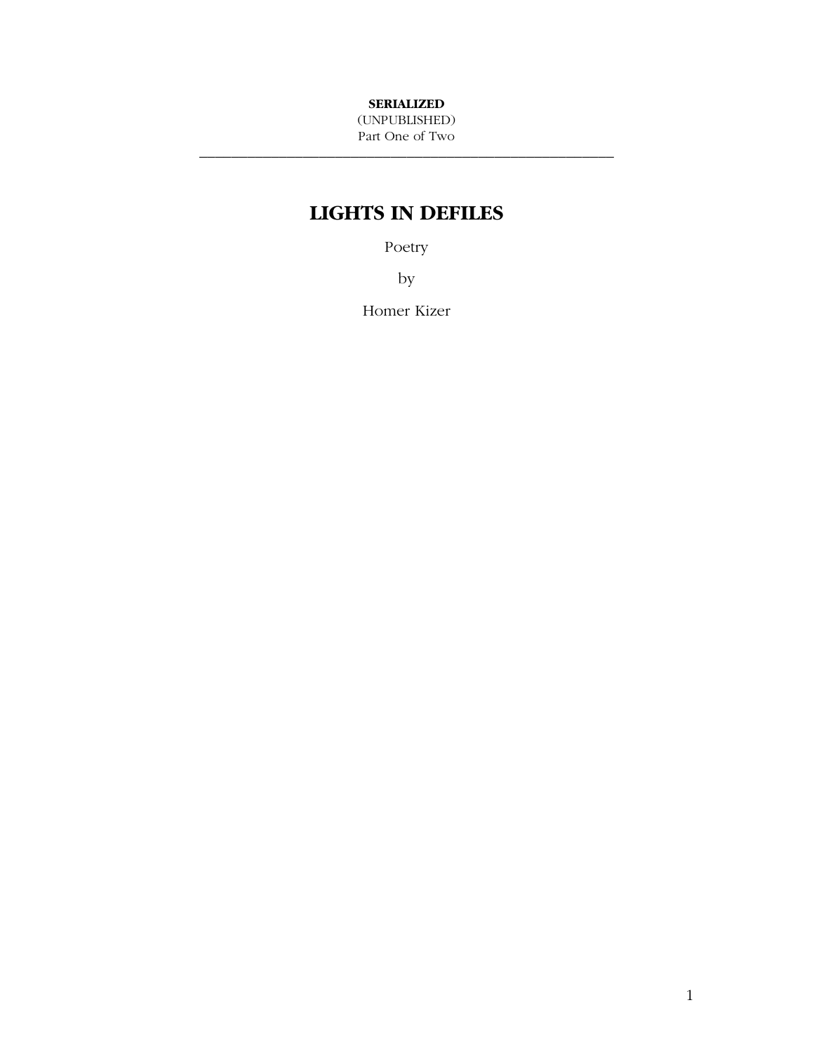**SERIALIZED**
(UNPUBLISHED)
Part One of Two

---

# LIGHTS IN DEFILES

Poetry

by

Homer Kizer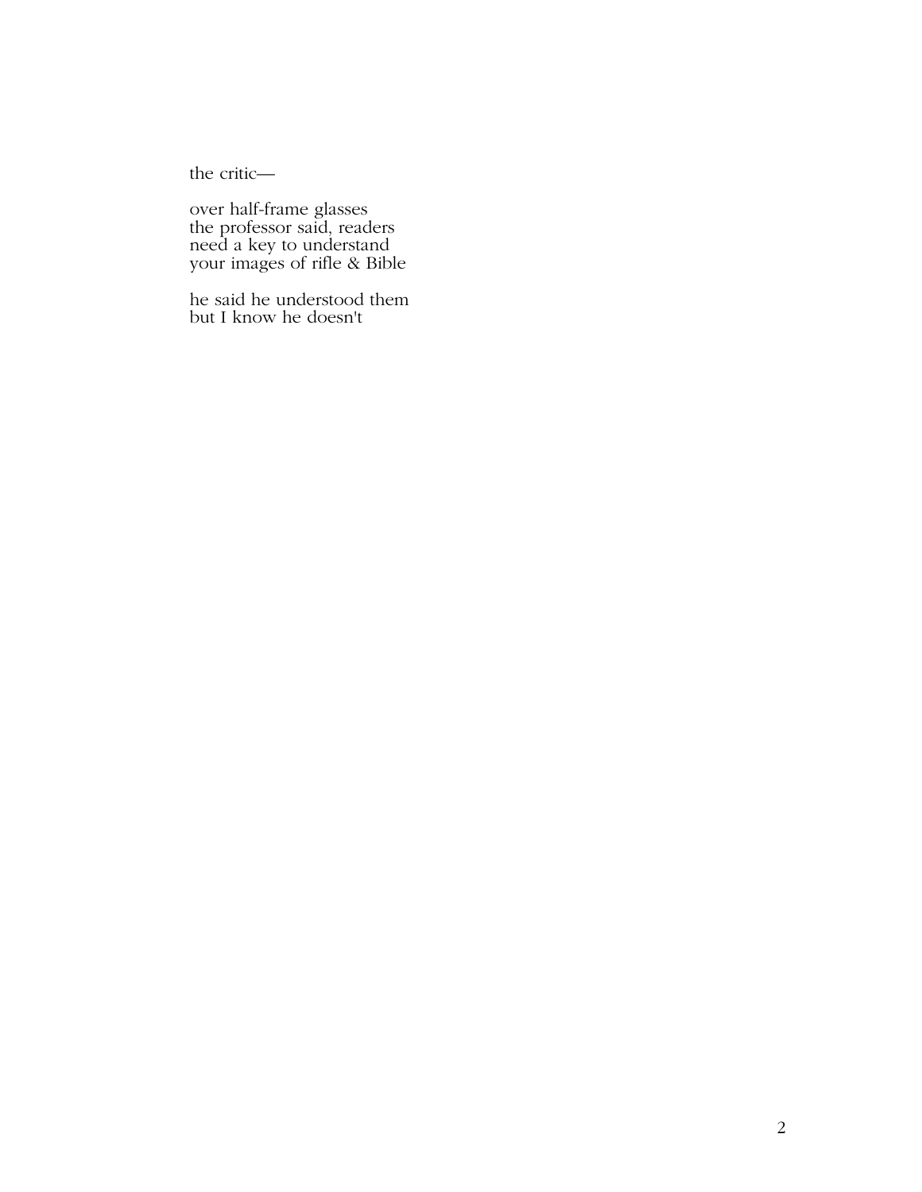the critic—

over half-frame glasses  
the professor said, readers  
need a key to understand  
your images of rifle & Bible

he said he understood them  
but I know he doesn't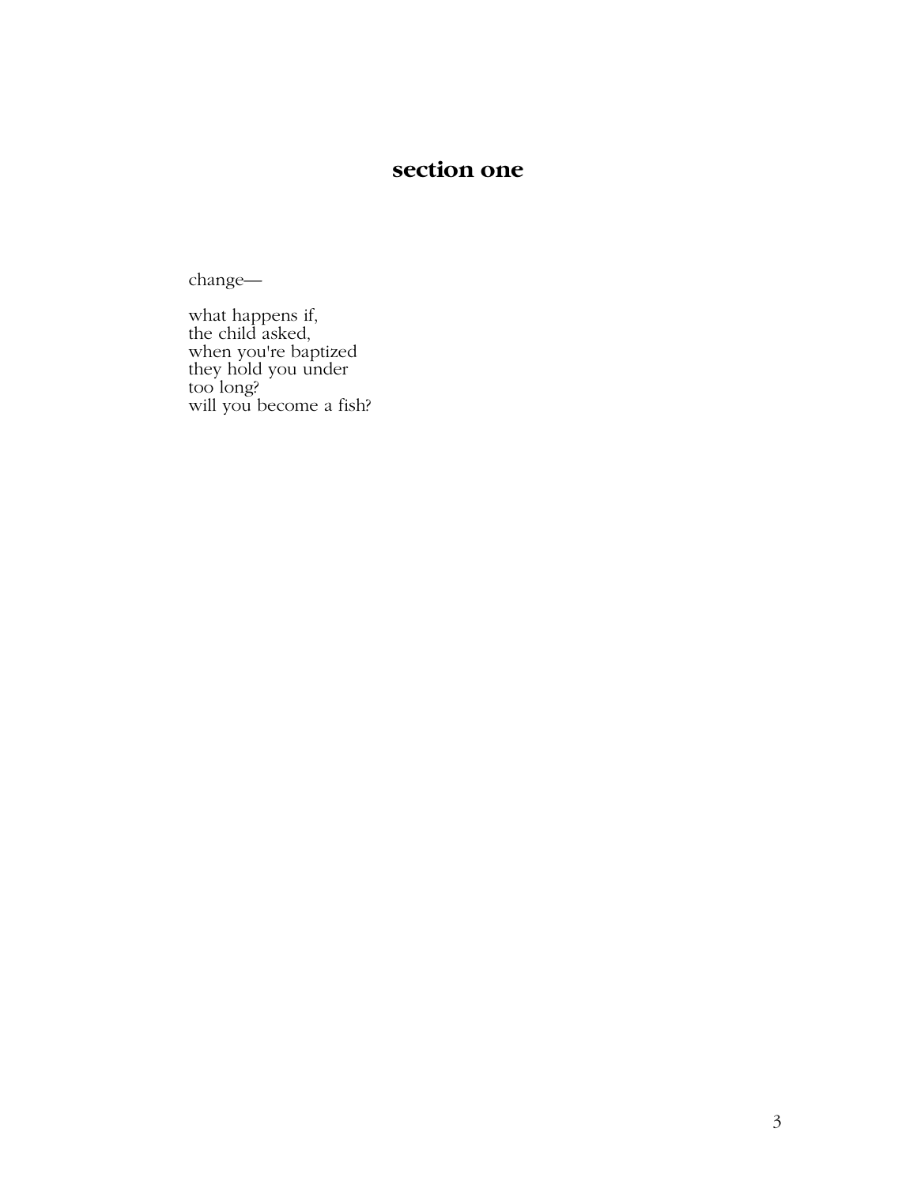## section one

change—

what happens if,  
the child asked,  
when you're baptized  
they hold you under  
too long?  
will you become a fish?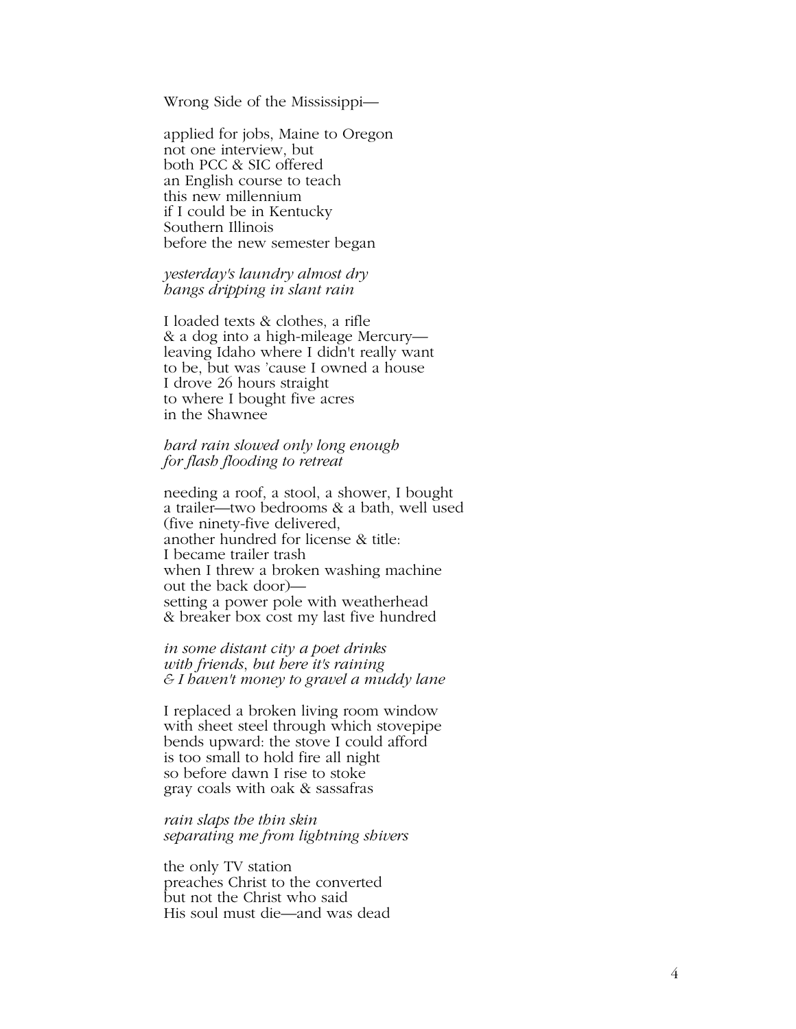Wrong Side of the Mississippi—

applied for jobs, Maine to Oregon  
not one interview, but  
both PCC & SIC offered  
an English course to teach  
this new millennium  
if I could be in Kentucky  
Southern Illinois  
before the new semester began

*yesterday's laundry almost dry*  
*hangs dripping in slant rain*

I loaded texts & clothes, a rifle  
& a dog into a high-mileage Mercury—  
leaving Idaho where I didn't really want  
to be, but was 'cause I owned a house  
I drove 26 hours straight  
to where I bought five acres  
in the Shawnee

*hard rain slowed only long enough*  
*for flash flooding to retreat*

needing a roof, a stool, a shower, I bought  
a trailer—two bedrooms & a bath, well used  
(five ninety-five delivered,  
another hundred for license & title:  
I became trailer trash  
when I threw a broken washing machine  
out the back door)—  
setting a power pole with weatherhead  
& breaker box cost my last five hundred

*in some distant city a poet drinks*  
*with friends, but here it's raining*  
*& I haven't money to gravel a muddy lane*

I replaced a broken living room window  
with sheet steel through which stovepipe  
bends upward: the stove I could afford  
is too small to hold fire all night  
so before dawn I rise to stoke  
gray coals with oak & sassafras

*rain slaps the thin skin*  
*separating me from lightning shivers*

the only TV station  
preaches Christ to the converted  
but not the Christ who said  
His soul must die—and was dead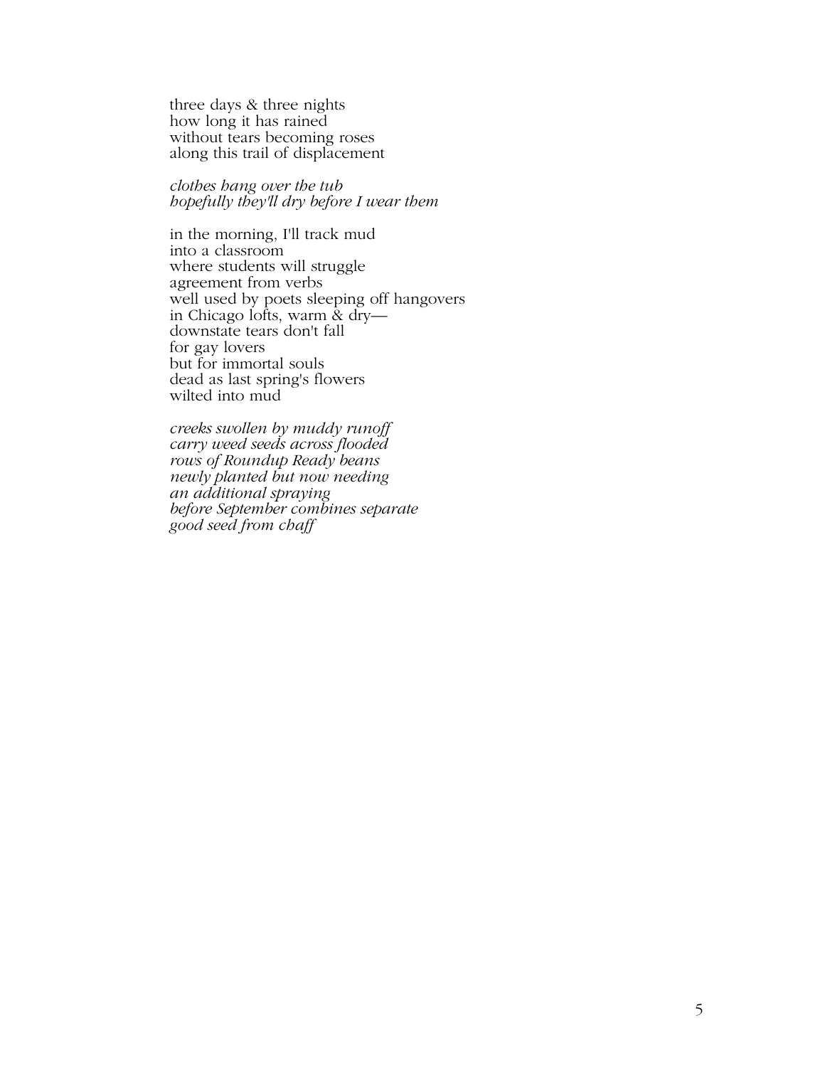three days & three nights  
how long it has rained  
without tears becoming roses  
along this trail of displacement

*clothes hang over the tub*  
*hopefully they'll dry before I wear them*

in the morning, I'll track mud  
into a classroom  
where students will struggle  
agreement from verbs  
well used by poets sleeping off hangovers  
in Chicago lofts, warm & dry—  
downstate tears don't fall  
for gay lovers  
but for immortal souls  
dead as last spring's flowers  
wilted into mud

*creeks swollen by muddy runoff*  
*carry weed seeds across flooded*  
*rows of Roundup Ready beans*  
*newly planted but now needing*  
*an additional spraying*  
*before September combines separate*  
*good seed from chaff*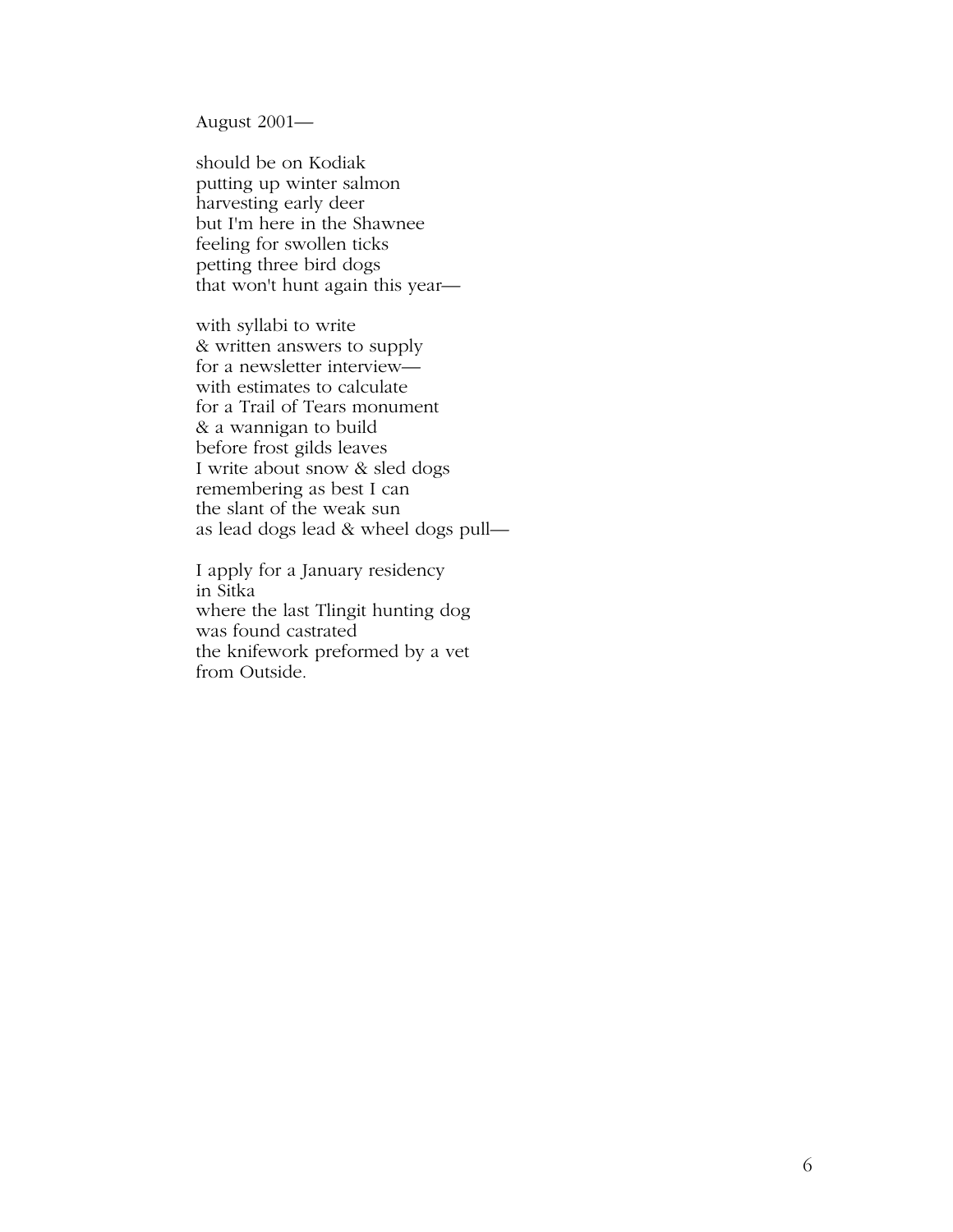August 2001—

should be on Kodiak  
putting up winter salmon  
harvesting early deer  
but I'm here in the Shawnee  
feeling for swollen ticks  
petting three bird dogs  
that won't hunt again this year—

with syllabi to write  
& written answers to supply  
for a newsletter interview—  
with estimates to calculate  
for a Trail of Tears monument  
& a wannigan to build  
before frost gilds leaves  
I write about snow & sled dogs  
remembering as best I can  
the slant of the weak sun  
as lead dogs lead & wheel dogs pull—

I apply for a January residency  
in Sitka  
where the last Tlingit hunting dog  
was found castrated  
the knifework preformed by a vet  
from Outside.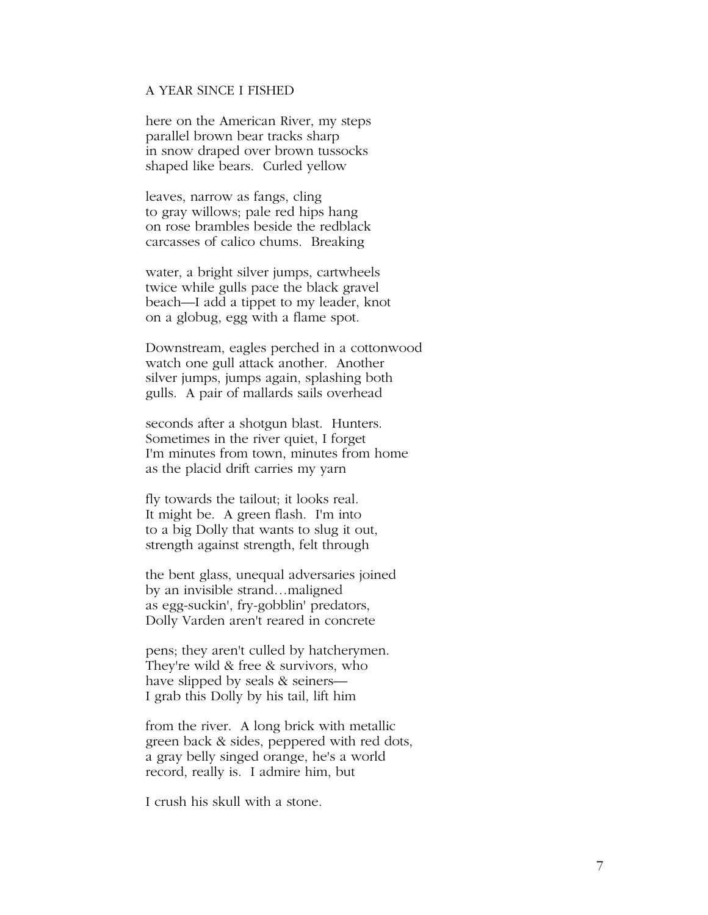A YEAR SINCE I FISHED

here on the American River, my steps
parallel brown bear tracks sharp
in snow draped over brown tussocks
shaped like bears. Curled yellow

leaves, narrow as fangs, cling
to gray willows; pale red hips hang
on rose brambles beside the redblack
carcasses of calico chums. Breaking

water, a bright silver jumps, cartwheels
twice while gulls pace the black gravel
beach—I add a tippet to my leader, knot
on a globug, egg with a flame spot.

Downstream, eagles perched in a cottonwood
watch one gull attack another. Another
silver jumps, jumps again, splashing both
gulls. A pair of mallards sails overhead

seconds after a shotgun blast. Hunters.
Sometimes in the river quiet, I forget
I'm minutes from town, minutes from home
as the placid drift carries my yarn

fly towards the tailout; it looks real.
It might be. A green flash. I'm into
to a big Dolly that wants to slug it out,
strength against strength, felt through

the bent glass, unequal adversaries joined
by an invisible strand…maligned
as egg-suckin', fry-gobblin' predators,
Dolly Varden aren't reared in concrete

pens; they aren't culled by hatcherymen.
They're wild & free & survivors, who
have slipped by seals & seiners—
I grab this Dolly by his tail, lift him

from the river. A long brick with metallic
green back & sides, peppered with red dots,
a gray belly singed orange, he's a world
record, really is. I admire him, but

I crush his skull with a stone.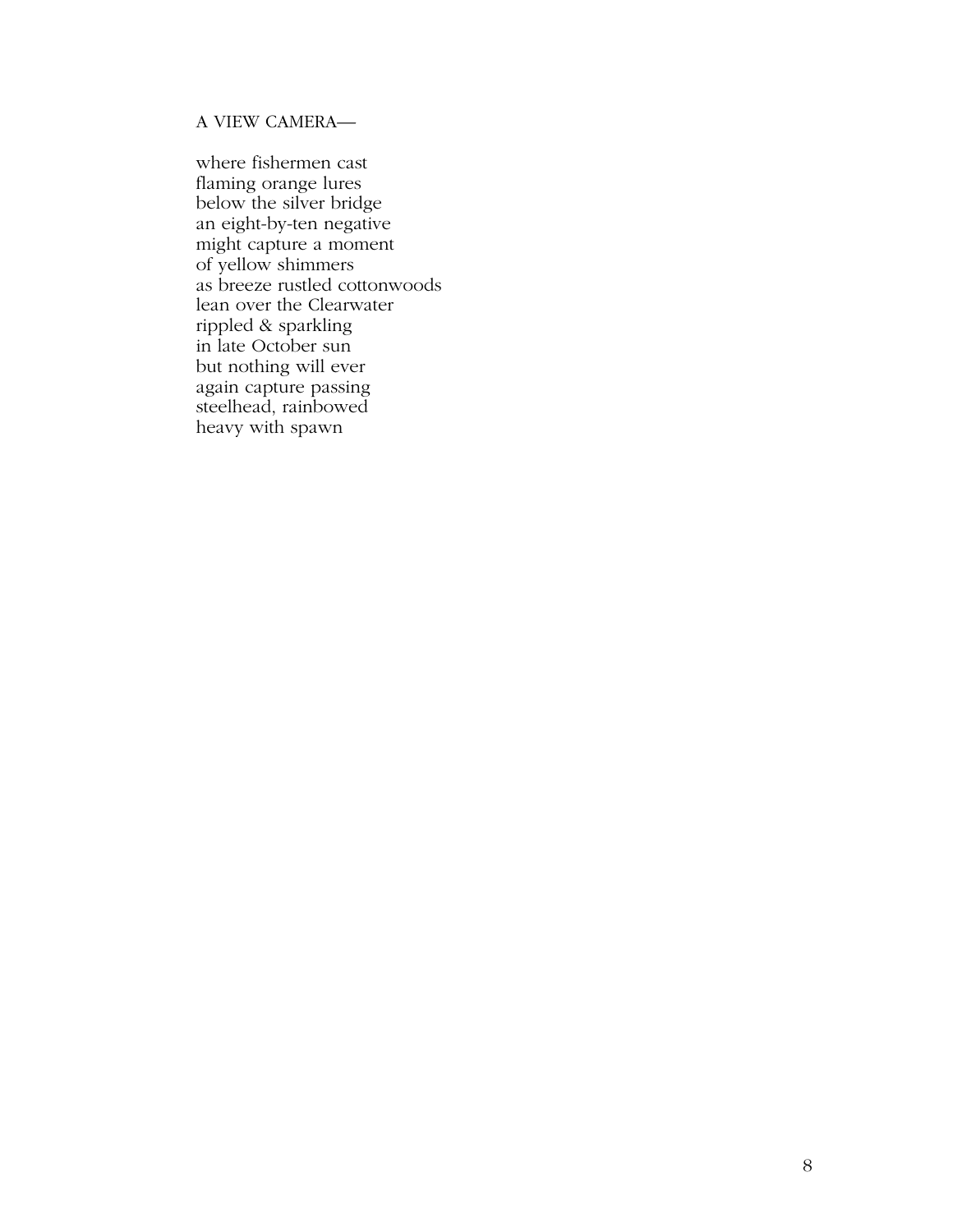A VIEW CAMERA—

where fishermen cast  
flaming orange lures  
below the silver bridge  
an eight-by-ten negative  
might capture a moment  
of yellow shimmers  
as breeze rustled cottonwoods  
lean over the Clearwater  
rippled & sparkling  
in late October sun  
but nothing will ever  
again capture passing  
steelhead, rainbowed  
heavy with spawn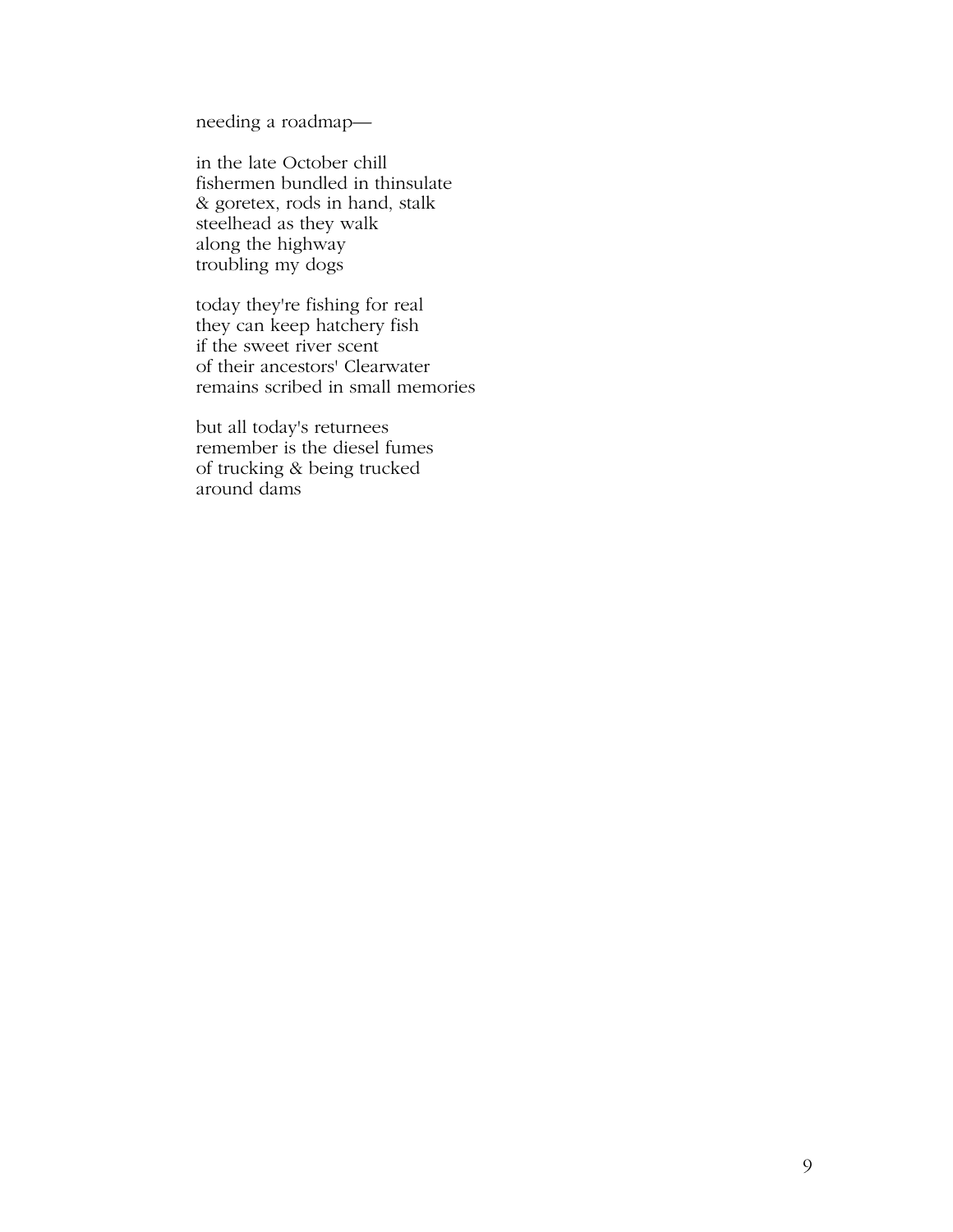needing a roadmap—

in the late October chill  
fishermen bundled in thinsulate  
& goretex, rods in hand, stalk  
steelhead as they walk  
along the highway  
troubling my dogs

today they're fishing for real  
they can keep hatchery fish  
if the sweet river scent  
of their ancestors' Clearwater  
remains scribed in small memories

but all today's returnees  
remember is the diesel fumes  
of trucking & being trucked  
around dams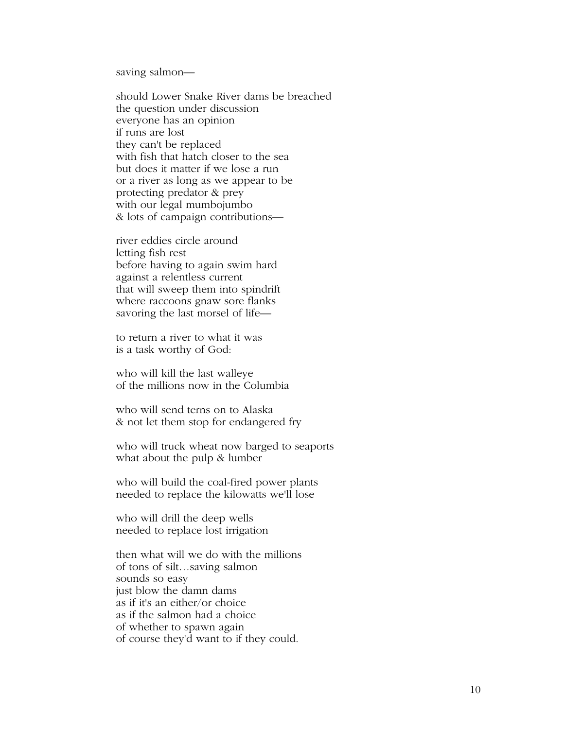saving salmon—

should Lower Snake River dams be breached
the question under discussion
everyone has an opinion
if runs are lost
they can't be replaced
with fish that hatch closer to the sea
but does it matter if we lose a run
or a river as long as we appear to be
protecting predator & prey
with our legal mumbojumbo
& lots of campaign contributions—

river eddies circle around
letting fish rest
before having to again swim hard
against a relentless current
that will sweep them into spindrift
where raccoons gnaw sore flanks
savoring the last morsel of life—

to return a river to what it was
is a task worthy of God:

who will kill the last walleye
of the millions now in the Columbia

who will send terns on to Alaska
& not let them stop for endangered fry

who will truck wheat now barged to seaports
what about the pulp & lumber

who will build the coal-fired power plants
needed to replace the kilowatts we'll lose

who will drill the deep wells
needed to replace lost irrigation

then what will we do with the millions
of tons of silt…saving salmon
sounds so easy
just blow the damn dams
as if it's an either/or choice
as if the salmon had a choice
of whether to spawn again
of course they'd want to if they could.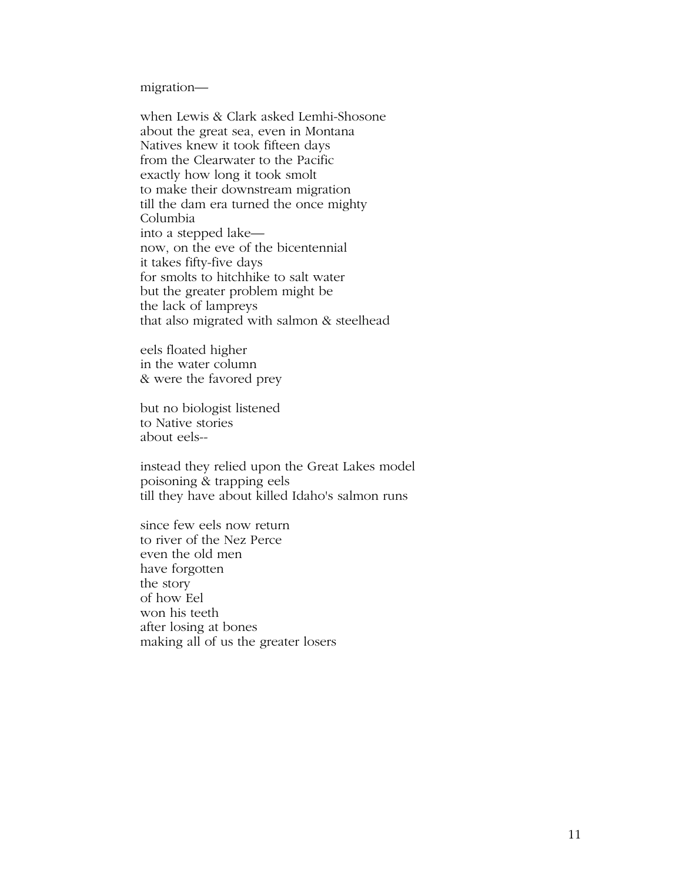migration—

when Lewis & Clark asked Lemhi-Shosone  
about the great sea, even in Montana  
Natives knew it took fifteen days  
from the Clearwater to the Pacific  
exactly how long it took smolt  
to make their downstream migration  
till the dam era turned the once mighty  
Columbia  
into a stepped lake—  
now, on the eve of the bicentennial  
it takes fifty-five days  
for smolts to hitchhike to salt water  
but the greater problem might be  
the lack of lampreys  
that also migrated with salmon & steelhead

eels floated higher  
in the water column  
& were the favored prey

but no biologist listened  
to Native stories  
about eels--

instead they relied upon the Great Lakes model  
poisoning & trapping eels  
till they have about killed Idaho's salmon runs

since few eels now return  
to river of the Nez Perce  
even the old men  
have forgotten  
the story  
of how Eel  
won his teeth  
after losing at bones  
making all of us the greater losers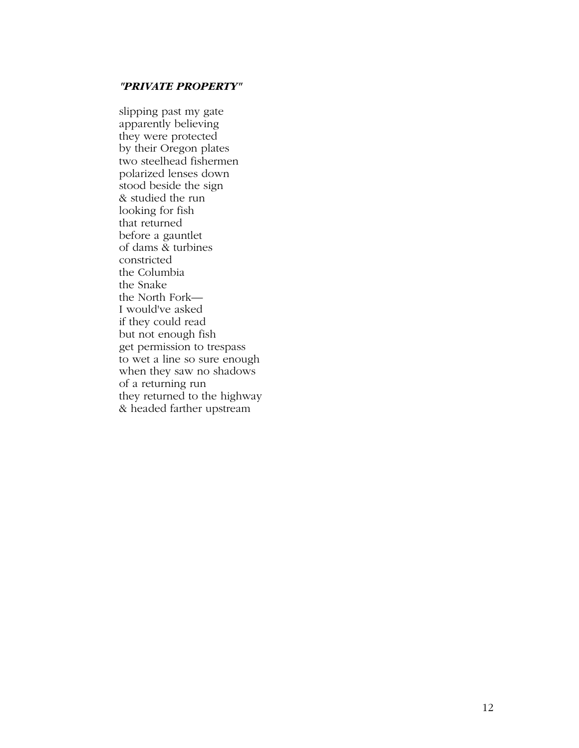### *"PRIVATE PROPERTY"*

slipping past my gate  
apparently believing  
they were protected  
by their Oregon plates  
two steelhead fishermen  
polarized lenses down  
stood beside the sign  
& studied the run  
looking for fish  
that returned  
before a gauntlet  
of dams & turbines  
constricted  
the Columbia  
the Snake  
the North Fork—  
I would've asked  
if they could read  
but not enough fish  
get permission to trespass  
to wet a line so sure enough  
when they saw no shadows  
of a returning run  
they returned to the highway  
& headed farther upstream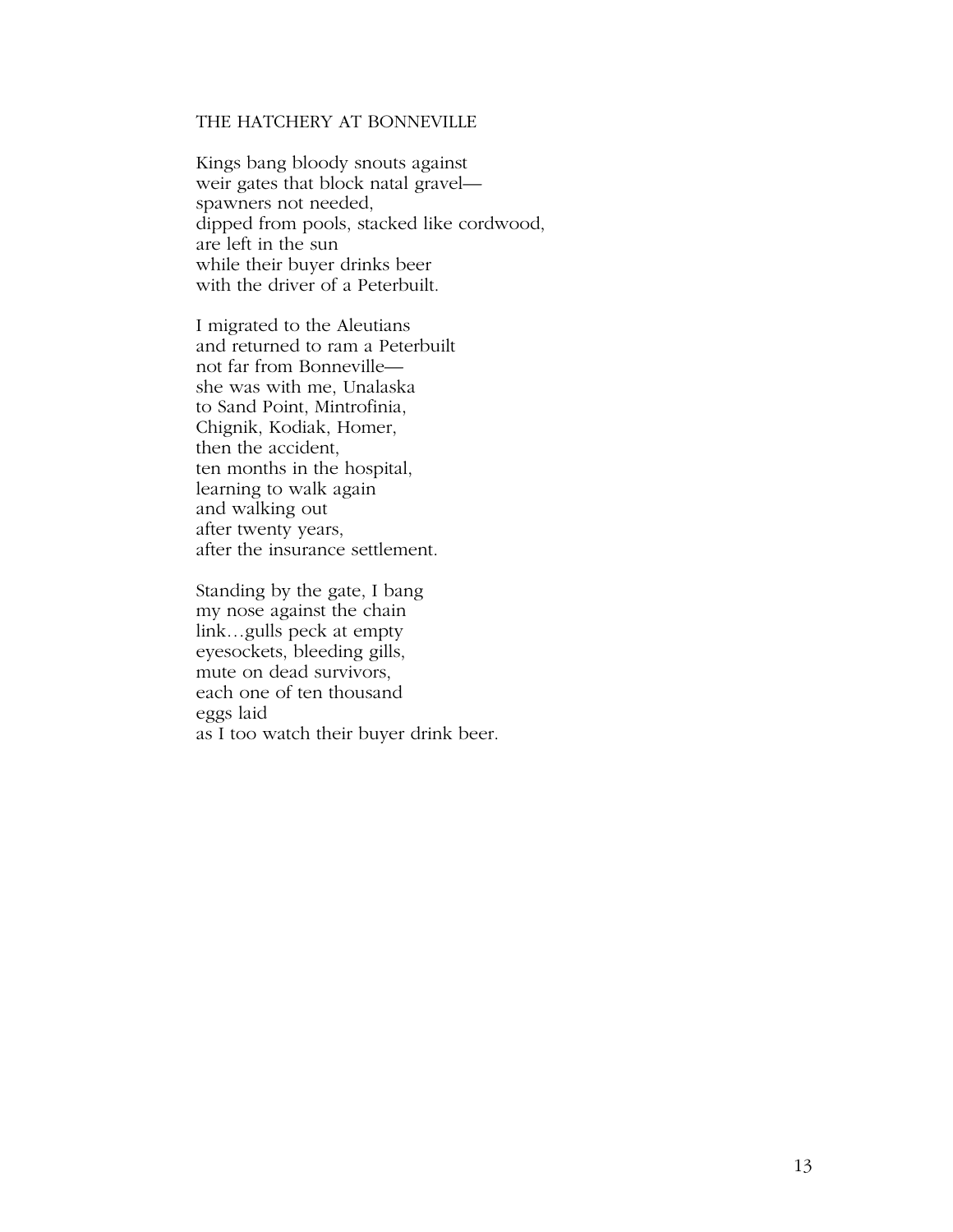## THE HATCHERY AT BONNEVILLE

Kings bang bloody snouts against  
weir gates that block natal gravel—  
spawners not needed,  
dipped from pools, stacked like cordwood,  
are left in the sun  
while their buyer drinks beer  
with the driver of a Peterbuilt.

I migrated to the Aleutians  
and returned to ram a Peterbuilt  
not far from Bonneville—  
she was with me, Unalaska  
to Sand Point, Mintrofinia,  
Chignik, Kodiak, Homer,  
then the accident,  
ten months in the hospital,  
learning to walk again  
and walking out  
after twenty years,  
after the insurance settlement.

Standing by the gate, I bang  
my nose against the chain  
link…gulls peck at empty  
eyesockets, bleeding gills,  
mute on dead survivors,  
each one of ten thousand  
eggs laid  
as I too watch their buyer drink beer.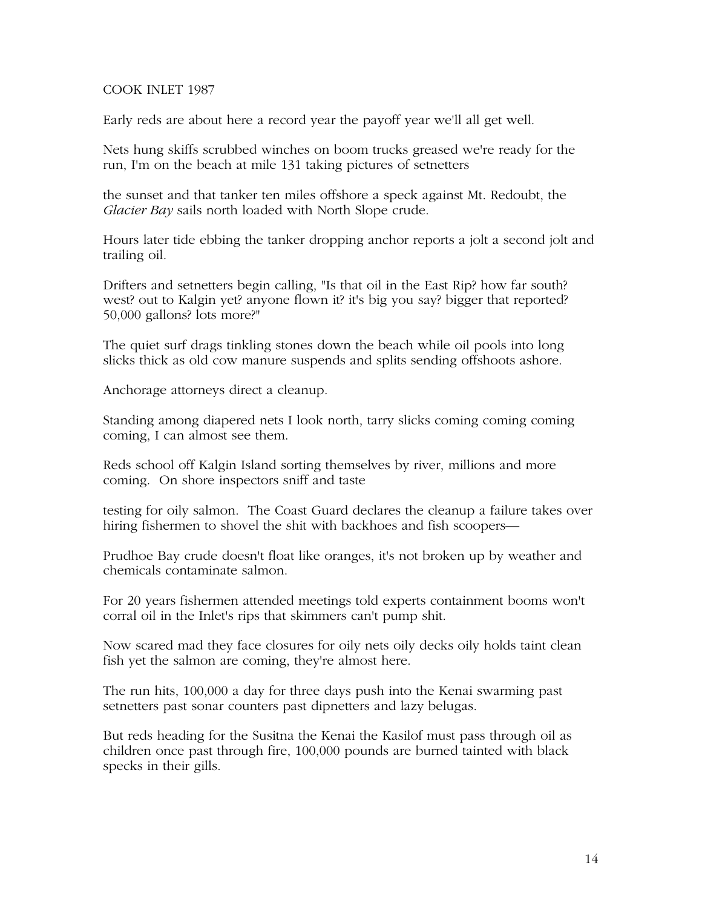COOK INLET 1987

Early reds are about here a record year the payoff year we'll all get well.

Nets hung skiffs scrubbed winches on boom trucks greased we're ready for the run, I'm on the beach at mile 131 taking pictures of setnetters

the sunset and that tanker ten miles offshore a speck against Mt. Redoubt, the *Glacier Bay* sails north loaded with North Slope crude.

Hours later tide ebbing the tanker dropping anchor reports a jolt a second jolt and trailing oil.

Drifters and setnetters begin calling, "Is that oil in the East Rip? how far south? west? out to Kalgin yet? anyone flown it? it's big you say? bigger that reported? 50,000 gallons? lots more?"

The quiet surf drags tinkling stones down the beach while oil pools into long slicks thick as old cow manure suspends and splits sending offshoots ashore.

Anchorage attorneys direct a cleanup.

Standing among diapered nets I look north, tarry slicks coming coming coming coming, I can almost see them.

Reds school off Kalgin Island sorting themselves by river, millions and more coming. On shore inspectors sniff and taste

testing for oily salmon. The Coast Guard declares the cleanup a failure takes over hiring fishermen to shovel the shit with backhoes and fish scoopers—

Prudhoe Bay crude doesn't float like oranges, it's not broken up by weather and chemicals contaminate salmon.

For 20 years fishermen attended meetings told experts containment booms won't corral oil in the Inlet's rips that skimmers can't pump shit.

Now scared mad they face closures for oily nets oily decks oily holds taint clean fish yet the salmon are coming, they're almost here.

The run hits, 100,000 a day for three days push into the Kenai swarming past setnetters past sonar counters past dipnetters and lazy belugas.

But reds heading for the Susitna the Kenai the Kasilof must pass through oil as children once past through fire, 100,000 pounds are burned tainted with black specks in their gills.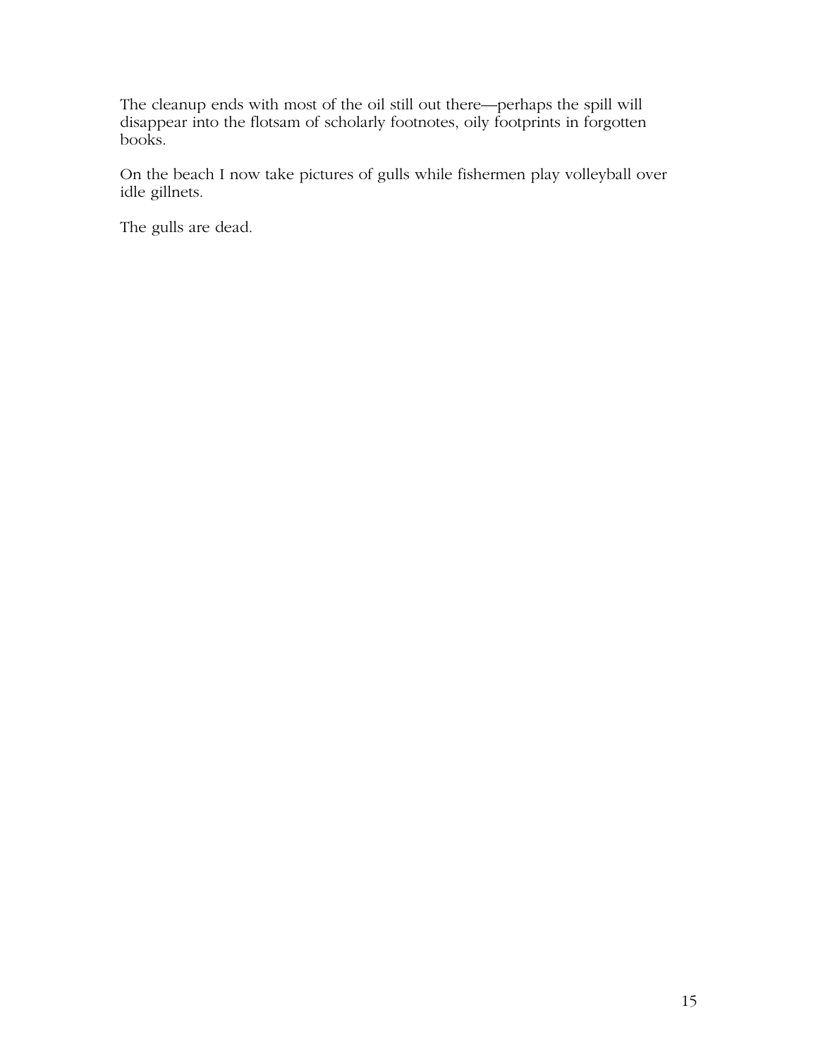The cleanup ends with most of the oil still out there—perhaps the spill will disappear into the flotsam of scholarly footnotes, oily footprints in forgotten books.

On the beach I now take pictures of gulls while fishermen play volleyball over idle gillnets.

The gulls are dead.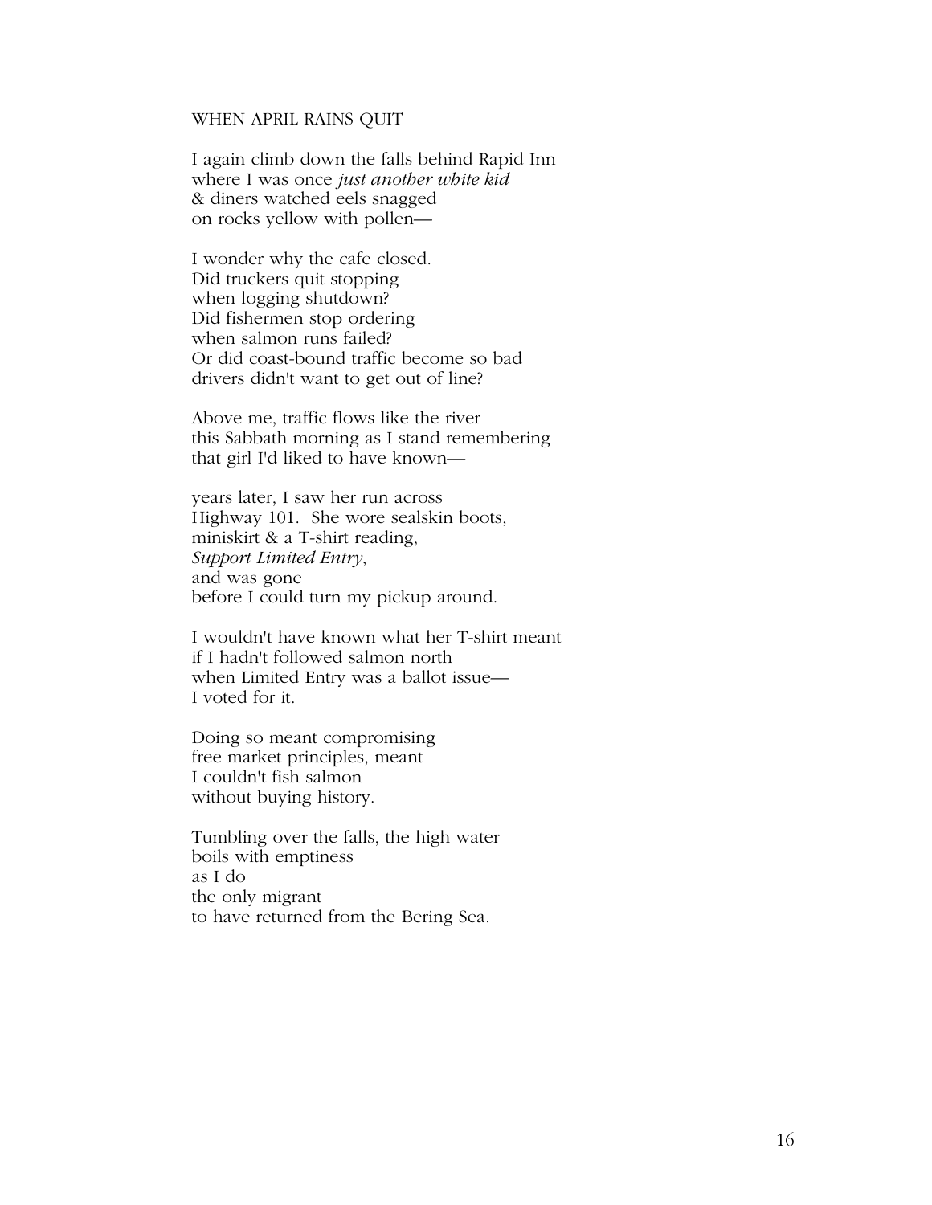## WHEN APRIL RAINS QUIT

I again climb down the falls behind Rapid Inn  
where I was once *just another white kid*  
& diners watched eels snagged  
on rocks yellow with pollen—

I wonder why the cafe closed.  
Did truckers quit stopping  
when logging shutdown?  
Did fishermen stop ordering  
when salmon runs failed?  
Or did coast-bound traffic become so bad  
drivers didn't want to get out of line?

Above me, traffic flows like the river  
this Sabbath morning as I stand remembering  
that girl I'd liked to have known—

years later, I saw her run across  
Highway 101. She wore sealskin boots,  
miniskirt & a T-shirt reading,  
*Support Limited Entry*,  
and was gone  
before I could turn my pickup around.

I wouldn't have known what her T-shirt meant  
if I hadn't followed salmon north  
when Limited Entry was a ballot issue—  
I voted for it.

Doing so meant compromising  
free market principles, meant  
I couldn't fish salmon  
without buying history.

Tumbling over the falls, the high water  
boils with emptiness  
as I do  
the only migrant  
to have returned from the Bering Sea.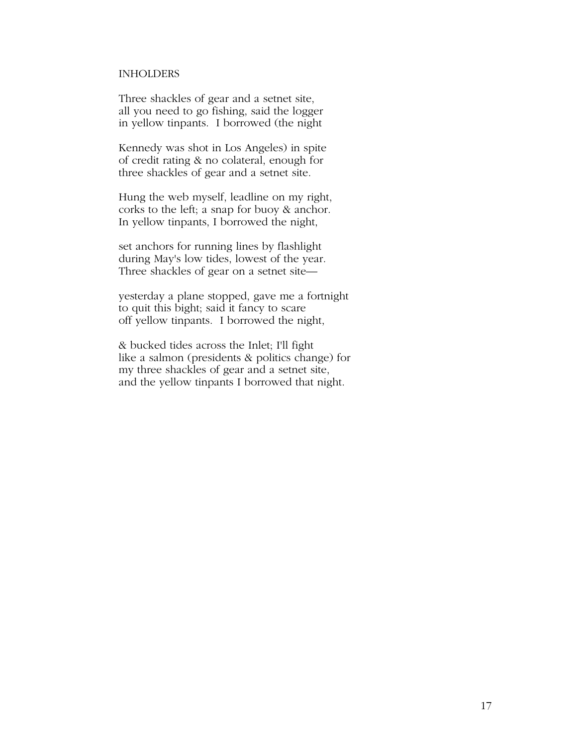INHOLDERS

Three shackles of gear and a setnet site,  
all you need to go fishing, said the logger  
in yellow tinpants.  I borrowed (the night

Kennedy was shot in Los Angeles) in spite  
of credit rating & no colateral, enough for  
three shackles of gear and a setnet site.

Hung the web myself, leadline on my right,  
corks to the left; a snap for buoy & anchor.  
In yellow tinpants, I borrowed the night,

set anchors for running lines by flashlight  
during May's low tides, lowest of the year.  
Three shackles of gear on a setnet site—

yesterday a plane stopped, gave me a fortnight  
to quit this bight; said it fancy to scare  
off yellow tinpants.  I borrowed the night,

& bucked tides across the Inlet; I'll fight  
like a salmon (presidents & politics change) for  
my three shackles of gear and a setnet site,  
and the yellow tinpants I borrowed that night.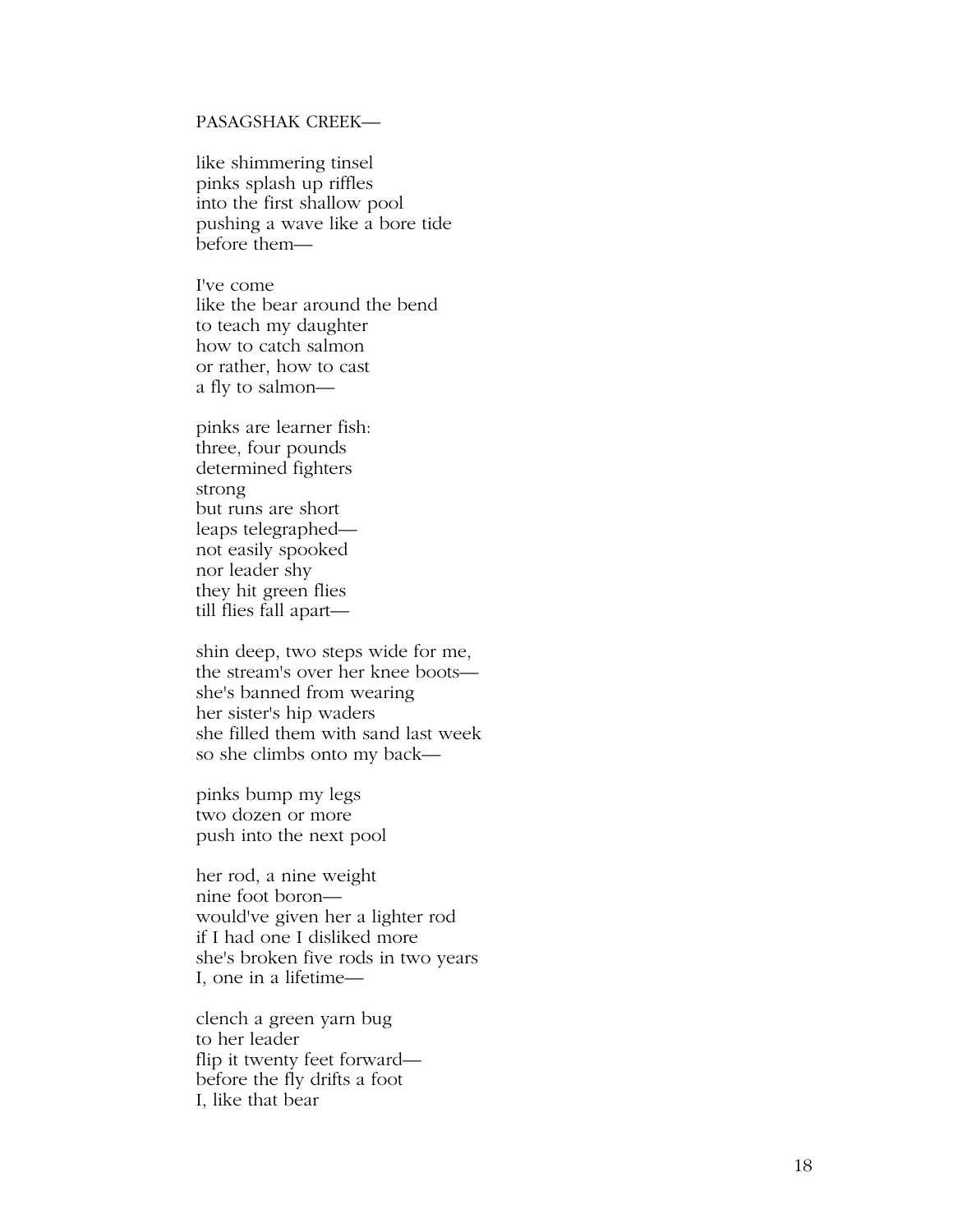PASAGSHAK CREEK—

like shimmering tinsel  
pinks splash up riffles  
into the first shallow pool  
pushing a wave like a bore tide  
before them—

I've come  
like the bear around the bend  
to teach my daughter  
how to catch salmon  
or rather, how to cast  
a fly to salmon—

pinks are learner fish:  
three, four pounds  
determined fighters  
strong  
but runs are short  
leaps telegraphed—  
not easily spooked  
nor leader shy  
they hit green flies  
till flies fall apart—

shin deep, two steps wide for me,  
the stream's over her knee boots—  
she's banned from wearing  
her sister's hip waders  
she filled them with sand last week  
so she climbs onto my back—

pinks bump my legs  
two dozen or more  
push into the next pool

her rod, a nine weight  
nine foot boron—  
would've given her a lighter rod  
if I had one I disliked more  
she's broken five rods in two years  
I, one in a lifetime—

clench a green yarn bug  
to her leader  
flip it twenty feet forward—  
before the fly drifts a foot  
I, like that bear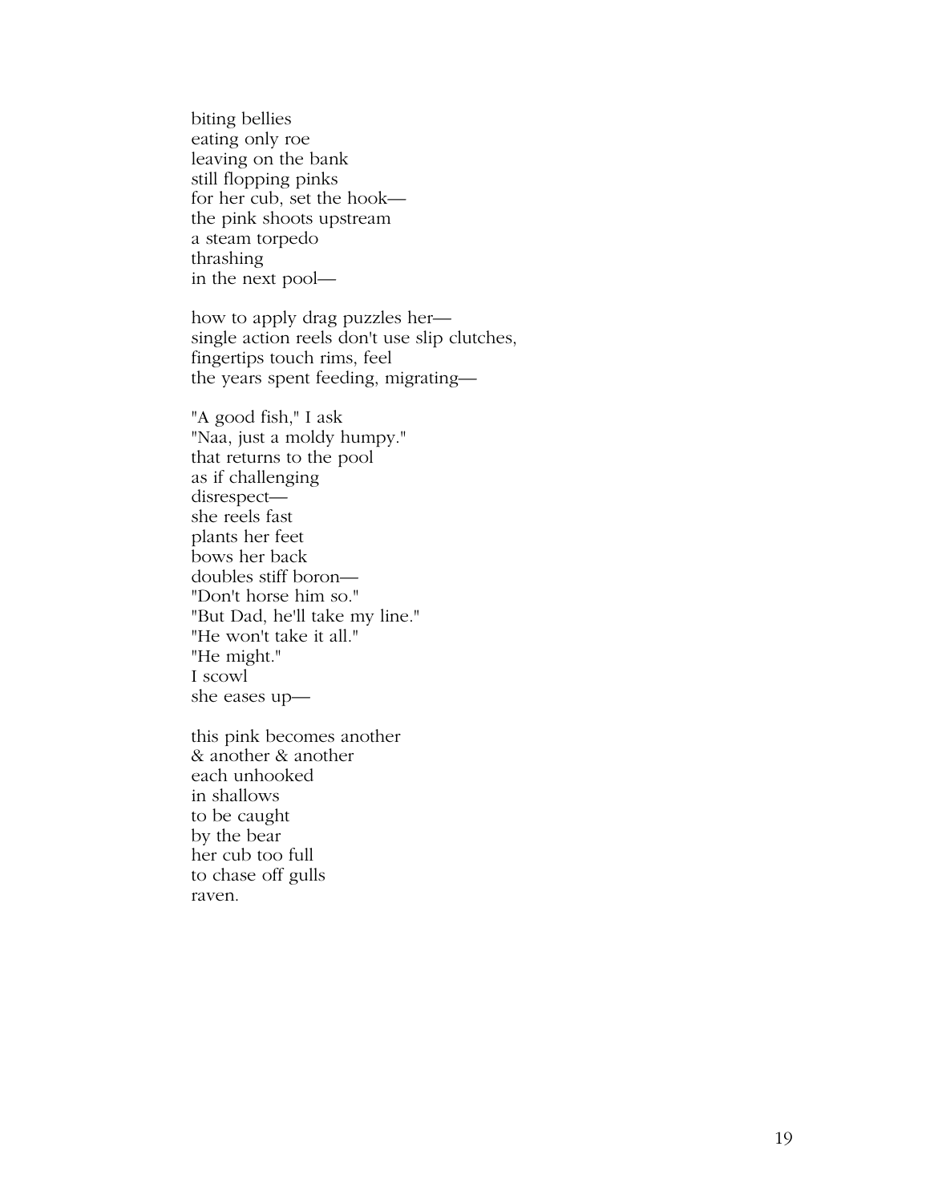biting bellies  
eating only roe  
leaving on the bank  
still flopping pinks  
for her cub, set the hook—  
the pink shoots upstream  
a steam torpedo  
thrashing  
in the next pool—

how to apply drag puzzles her—  
single action reels don't use slip clutches,  
fingertips touch rims, feel  
the years spent feeding, migrating—

"A good fish," I ask  
"Naa, just a moldy humpy."  
that returns to the pool  
as if challenging  
disrespect—  
she reels fast  
plants her feet  
bows her back  
doubles stiff boron—  
"Don't horse him so."  
"But Dad, he'll take my line."  
"He won't take it all."  
"He might."  
I scowl  
she eases up—

this pink becomes another  
& another & another  
each unhooked  
in shallows  
to be caught  
by the bear  
her cub too full  
to chase off gulls  
raven.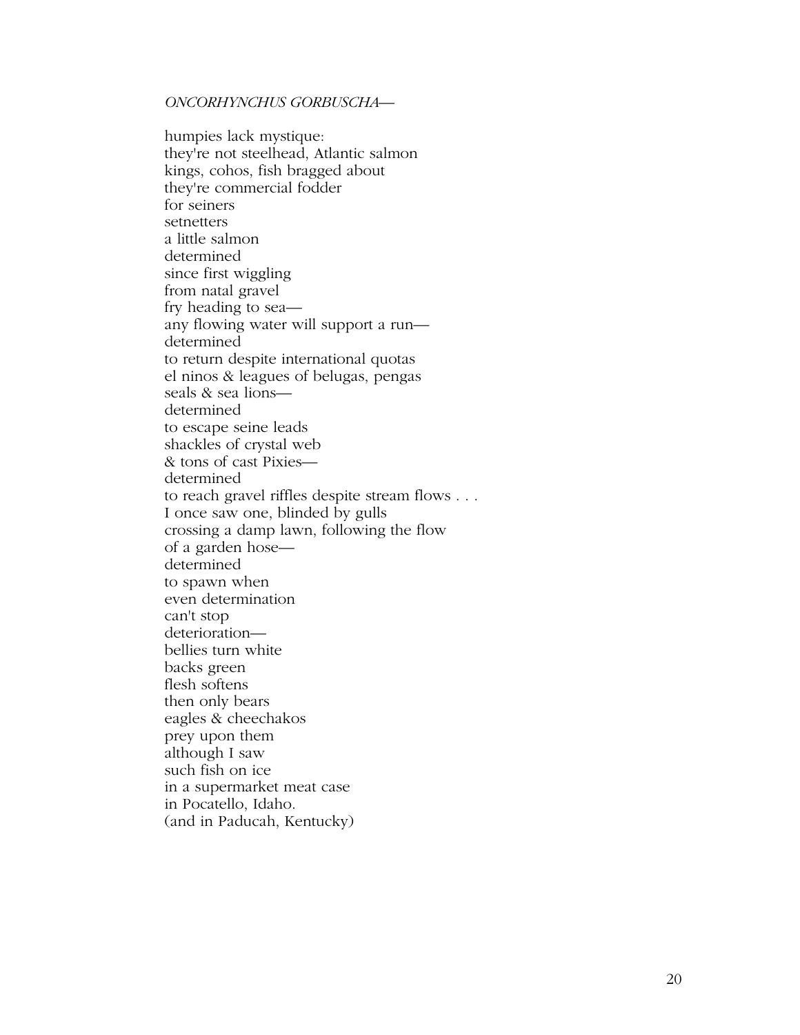*ONCORHYNCHUS GORBUSCHA*—

humpies lack mystique:  
they're not steelhead, Atlantic salmon  
kings, cohos, fish bragged about  
they're commercial fodder  
for seiners  
setnetters  
a little salmon  
determined  
since first wiggling  
from natal gravel  
fry heading to sea—  
any flowing water will support a run—  
determined  
to return despite international quotas  
el ninos & leagues of belugas, pengas  
seals & sea lions—  
determined  
to escape seine leads  
shackles of crystal web  
& tons of cast Pixies—  
determined  
to reach gravel riffles despite stream flows . . .  
I once saw one, blinded by gulls  
crossing a damp lawn, following the flow  
of a garden hose—  
determined  
to spawn when  
even determination  
can't stop  
deterioration—  
bellies turn white  
backs green  
flesh softens  
then only bears  
eagles & cheechakos  
prey upon them  
although I saw  
such fish on ice  
in a supermarket meat case  
in Pocatello, Idaho.  
(and in Paducah, Kentucky)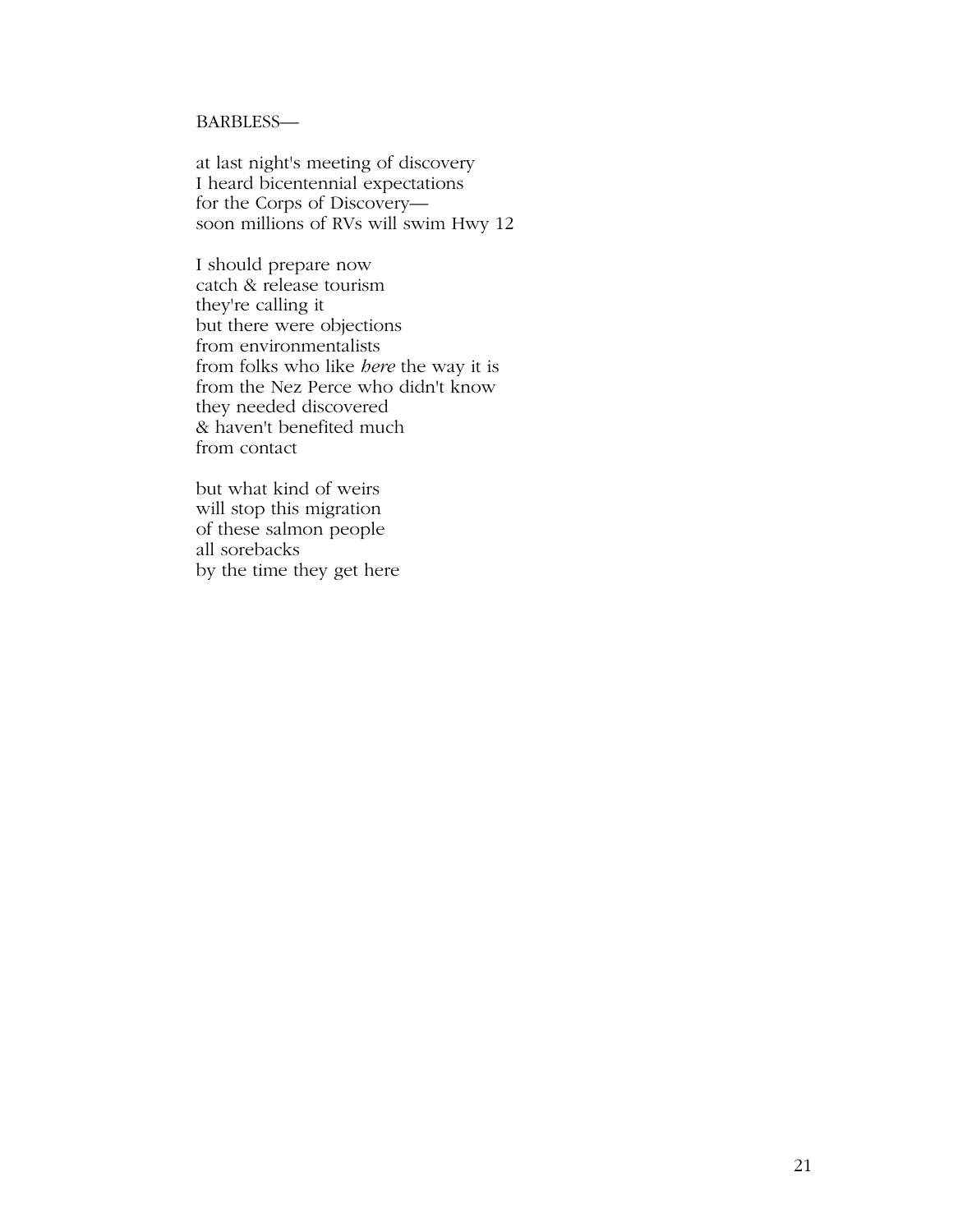BARBLESS—

at last night's meeting of discovery  
I heard bicentennial expectations  
for the Corps of Discovery—  
soon millions of RVs will swim Hwy 12

I should prepare now  
catch & release tourism  
they're calling it  
but there were objections  
from environmentalists  
from folks who like *here* the way it is  
from the Nez Perce who didn't know  
they needed discovered  
& haven't benefited much  
from contact

but what kind of weirs  
will stop this migration  
of these salmon people  
all sorebacks  
by the time they get here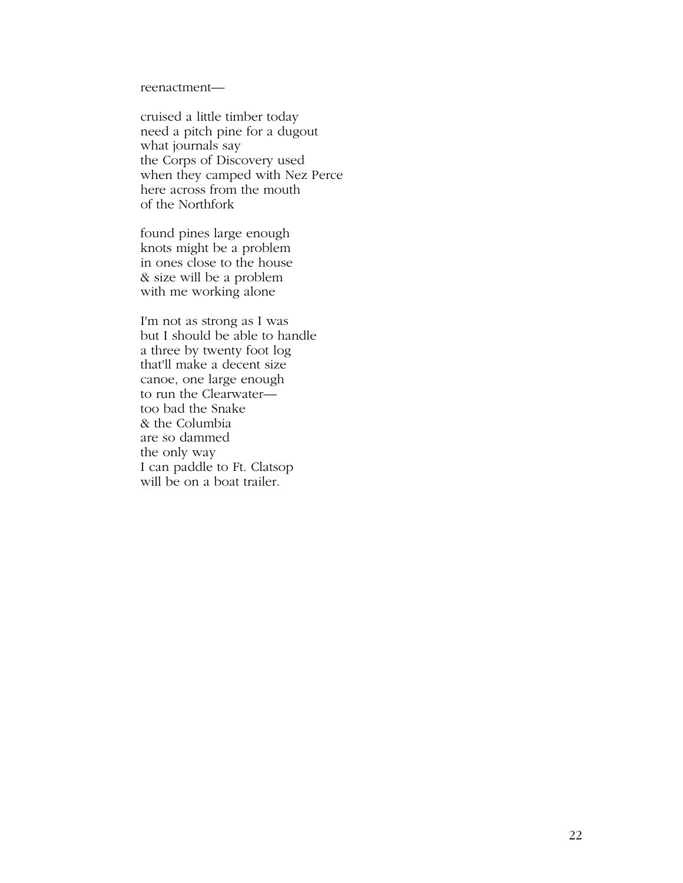reenactment—

cruised a little timber today  
need a pitch pine for a dugout  
what journals say  
the Corps of Discovery used  
when they camped with Nez Perce  
here across from the mouth  
of the Northfork

found pines large enough  
knots might be a problem  
in ones close to the house  
& size will be a problem  
with me working alone

I'm not as strong as I was  
but I should be able to handle  
a three by twenty foot log  
that'll make a decent size  
canoe, one large enough  
to run the Clearwater—  
too bad the Snake  
& the Columbia  
are so dammed  
the only way  
I can paddle to Ft. Clatsop  
will be on a boat trailer.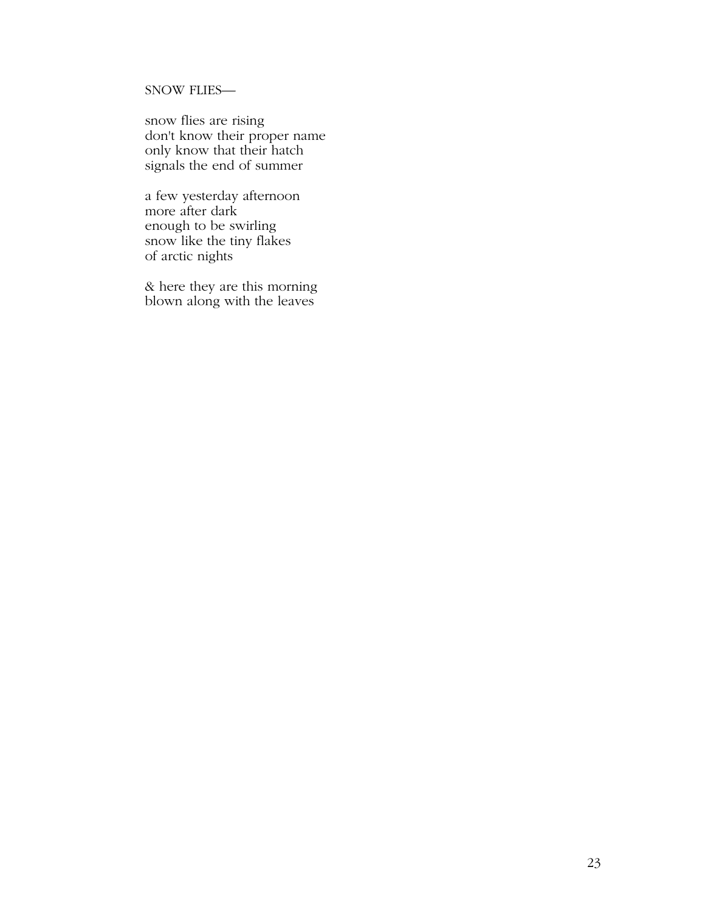SNOW FLIES—

snow flies are rising  
don't know their proper name  
only know that their hatch  
signals the end of summer

a few yesterday afternoon  
more after dark  
enough to be swirling  
snow like the tiny flakes  
of arctic nights

& here they are this morning  
blown along with the leaves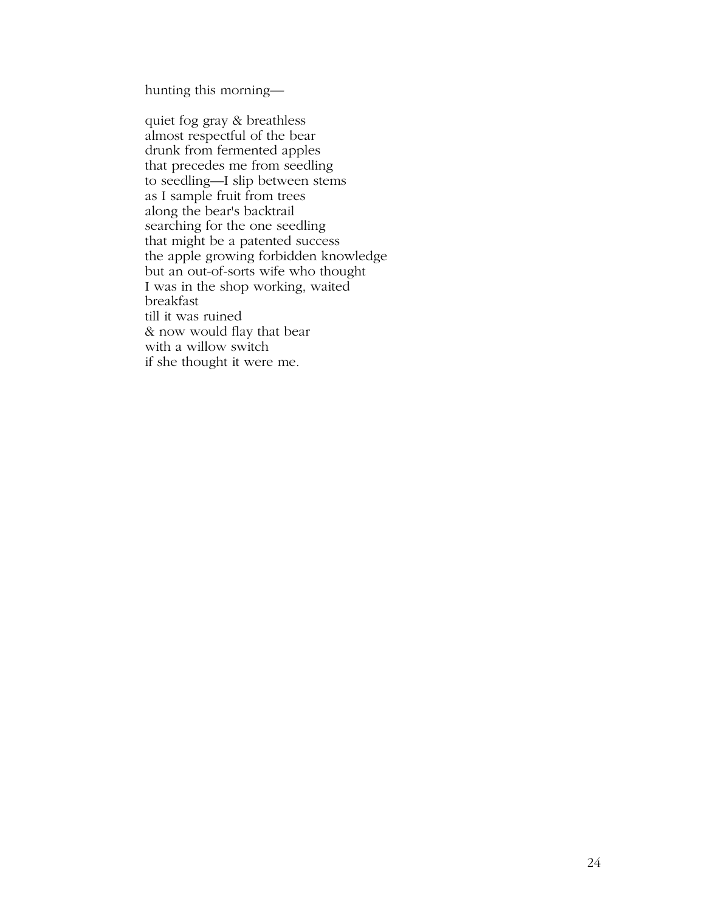hunting this morning—

quiet fog gray & breathless  
almost respectful of the bear  
drunk from fermented apples  
that precedes me from seedling  
to seedling—I slip between stems  
as I sample fruit from trees  
along the bear's backtrail  
searching for the one seedling  
that might be a patented success  
the apple growing forbidden knowledge  
but an out-of-sorts wife who thought  
I was in the shop working, waited  
breakfast  
till it was ruined  
& now would flay that bear  
with a willow switch  
if she thought it were me.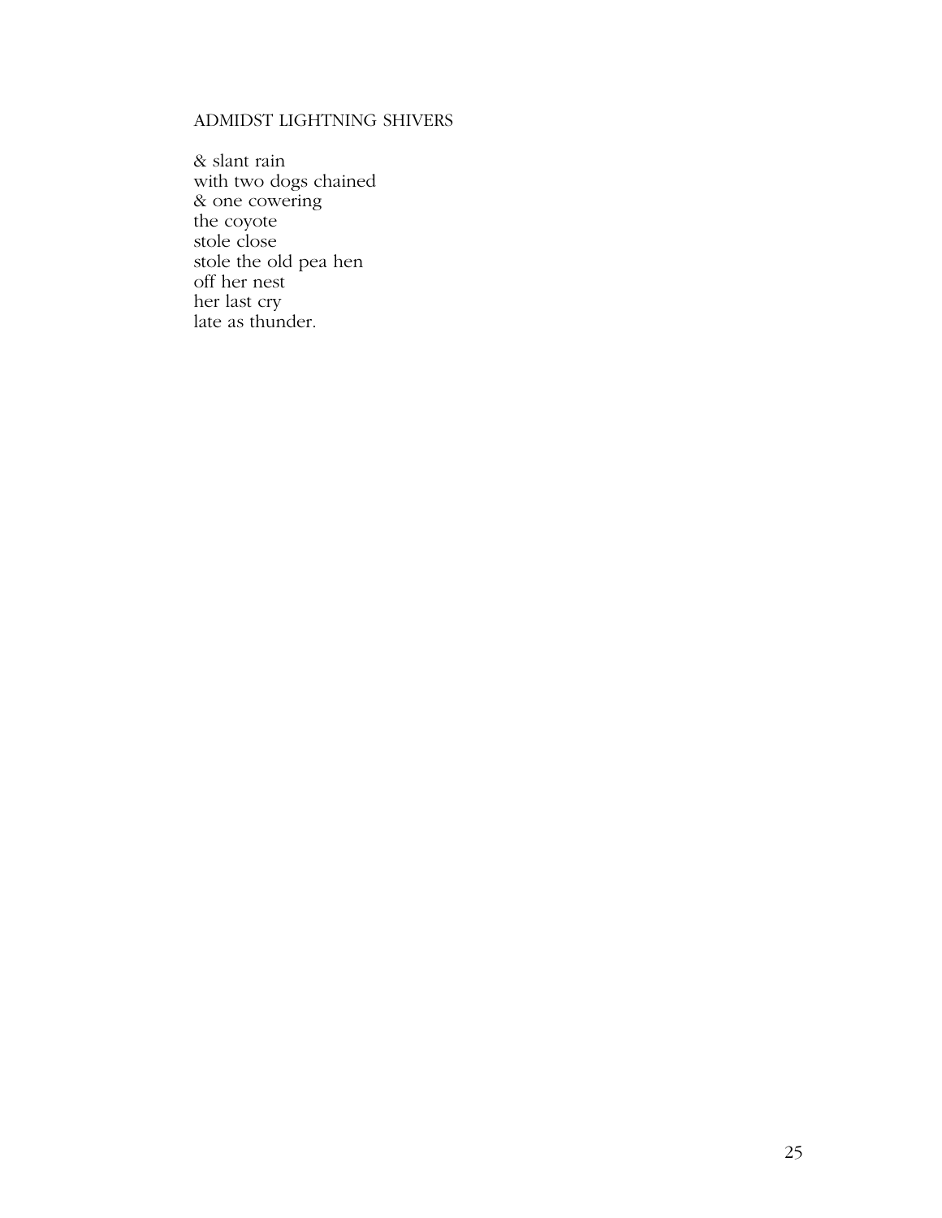## ADMIDST LIGHTNING SHIVERS

& slant rain  
with two dogs chained  
& one cowering  
the coyote  
stole close  
stole the old pea hen  
off her nest  
her last cry  
late as thunder.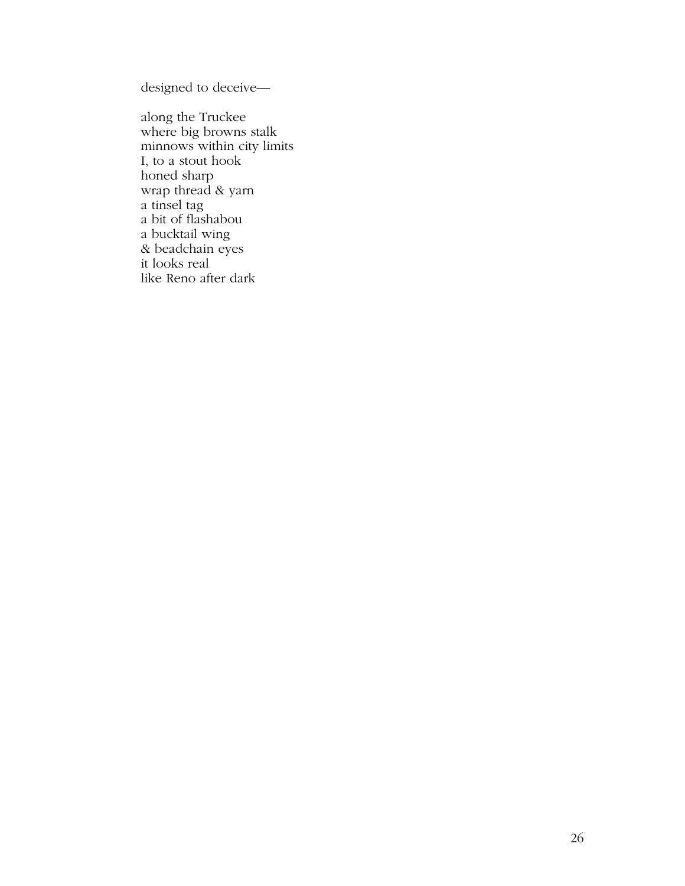designed to deceive—

along the Truckee  
where big browns stalk  
minnows within city limits  
I, to a stout hook  
honed sharp  
wrap thread & yarn  
a tinsel tag  
a bit of flashabou  
a bucktail wing  
& beadchain eyes  
it looks real  
like Reno after dark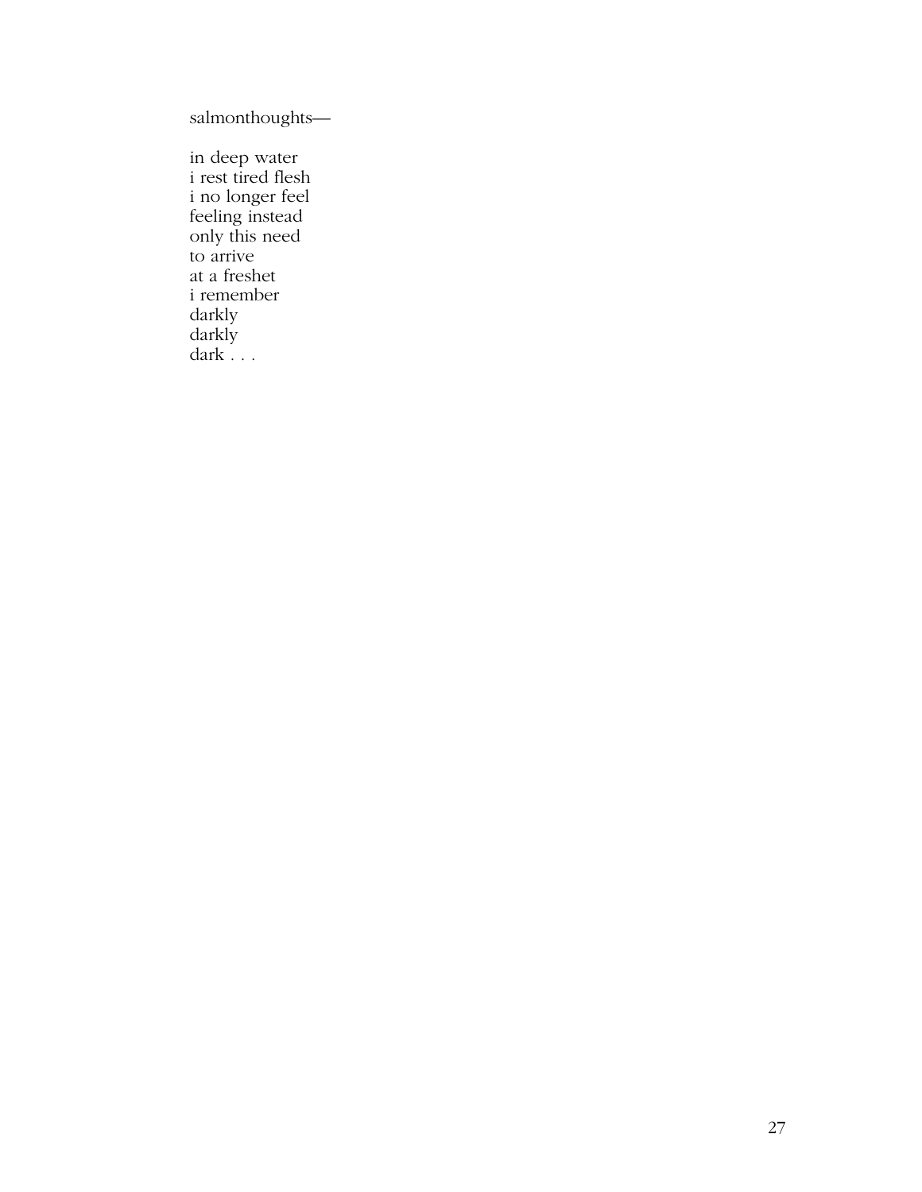salmonthoughts—

in deep water  
i rest tired flesh  
i no longer feel  
feeling instead  
only this need  
to arrive  
at a freshet  
i remember  
darkly  
darkly  
dark . . .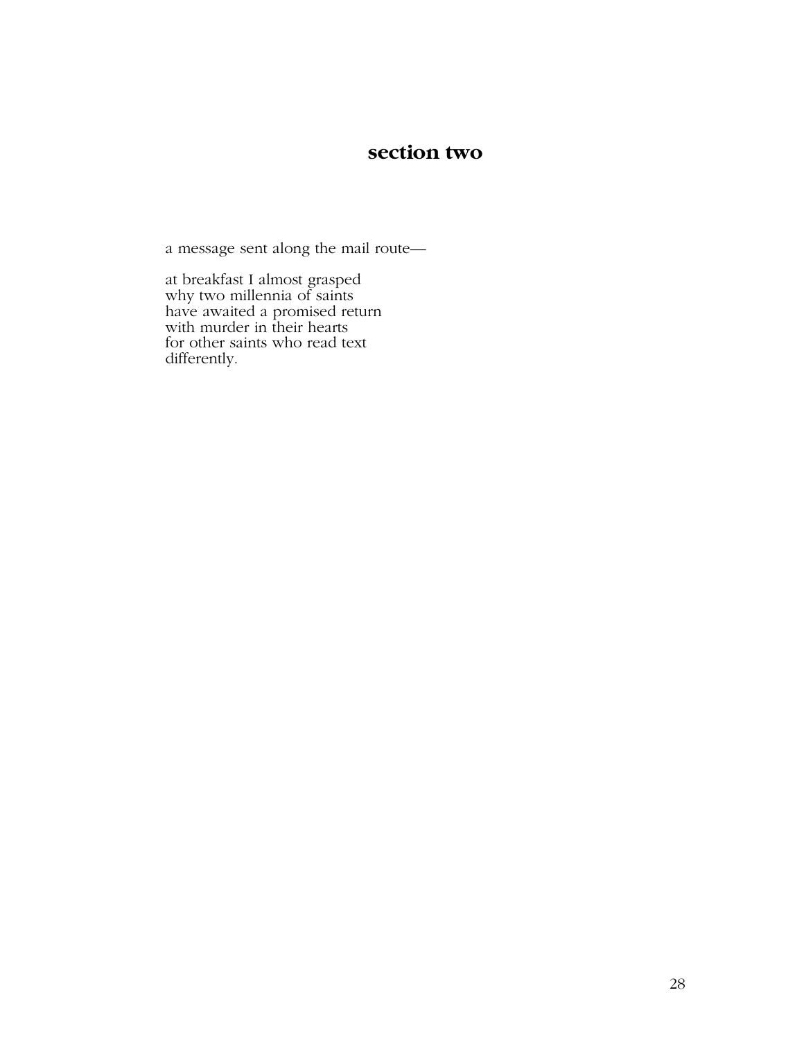## section two

a message sent along the mail route—

at breakfast I almost grasped  
why two millennia of saints  
have awaited a promised return  
with murder in their hearts  
for other saints who read text  
differently.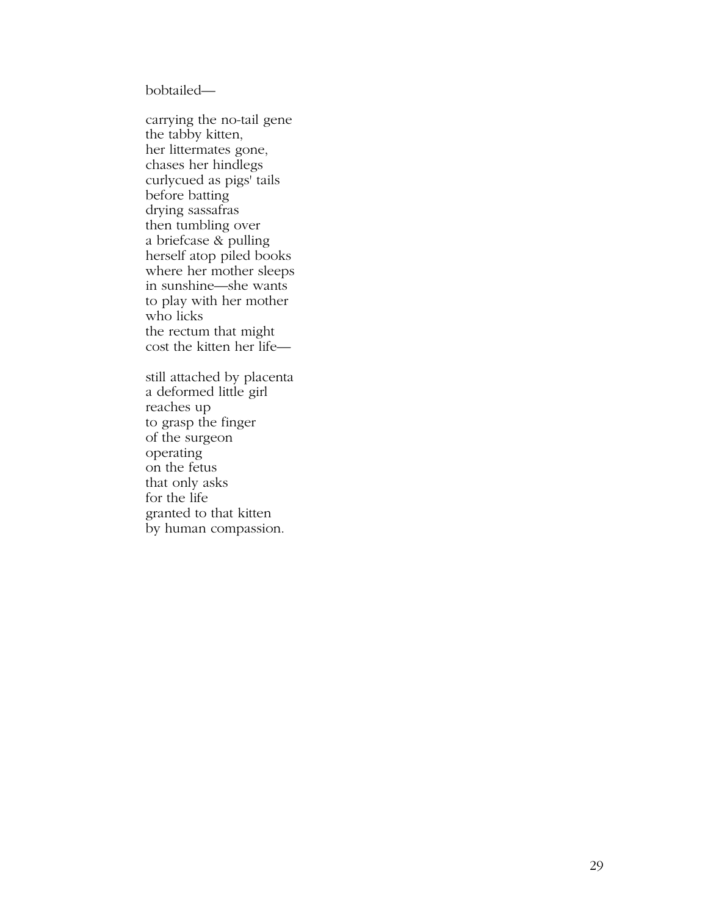bobtailed—

carrying the no-tail gene  
the tabby kitten,  
her littermates gone,  
chases her hindlegs  
curlycued as pigs' tails  
before batting  
drying sassafras  
then tumbling over  
a briefcase & pulling  
herself atop piled books  
where her mother sleeps  
in sunshine—she wants  
to play with her mother  
who licks  
the rectum that might  
cost the kitten her life—

still attached by placenta  
a deformed little girl  
reaches up  
to grasp the finger  
of the surgeon  
operating  
on the fetus  
that only asks  
for the life  
granted to that kitten  
by human compassion.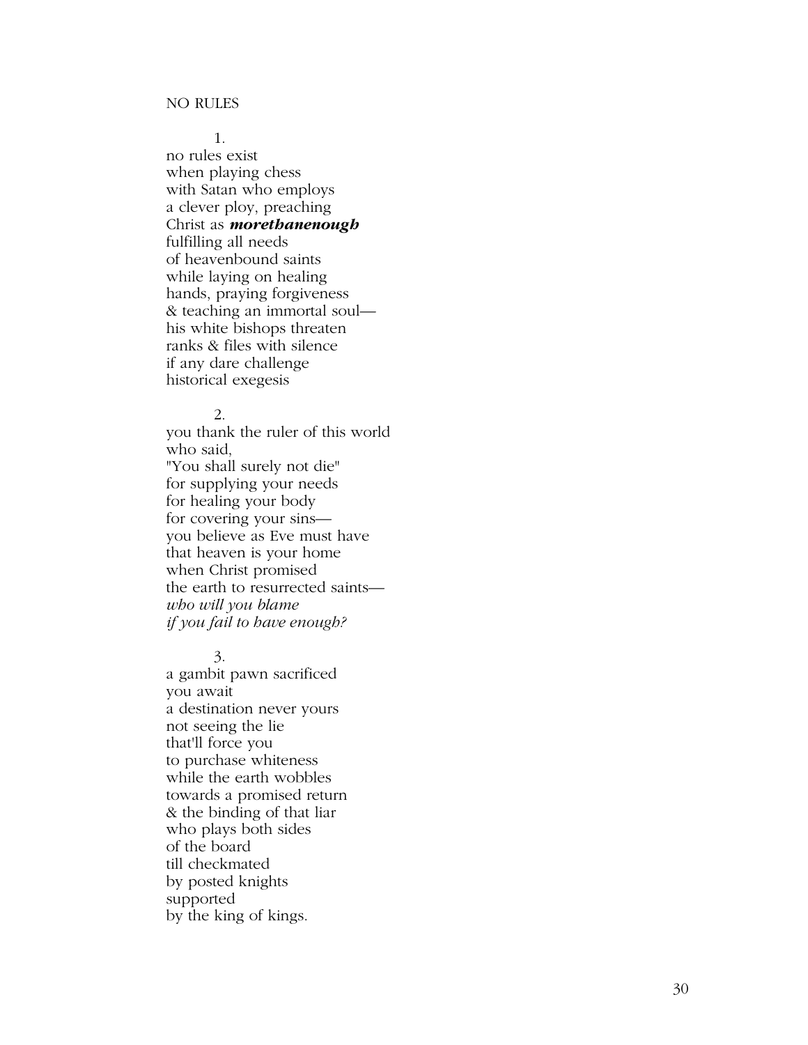NO RULES

1.

no rules exist  
when playing chess  
with Satan who employs  
a clever ploy, preaching  
Christ as ***morethanenough***  
fulfilling all needs  
of heavenbound saints  
while laying on healing  
hands, praying forgiveness  
& teaching an immortal soul—  
his white bishops threaten  
ranks & files with silence  
if any dare challenge  
historical exegesis

2.

you thank the ruler of this world  
who said,  
"You shall surely not die"  
for supplying your needs  
for healing your body  
for covering your sins—  
you believe as Eve must have  
that heaven is your home  
when Christ promised  
the earth to resurrected saints—  
*who will you blame*  
*if you fail to have enough?*

3.

a gambit pawn sacrificed  
you await  
a destination never yours  
not seeing the lie  
that'll force you  
to purchase whiteness  
while the earth wobbles  
towards a promised return  
& the binding of that liar  
who plays both sides  
of the board  
till checkmated  
by posted knights  
supported  
by the king of kings.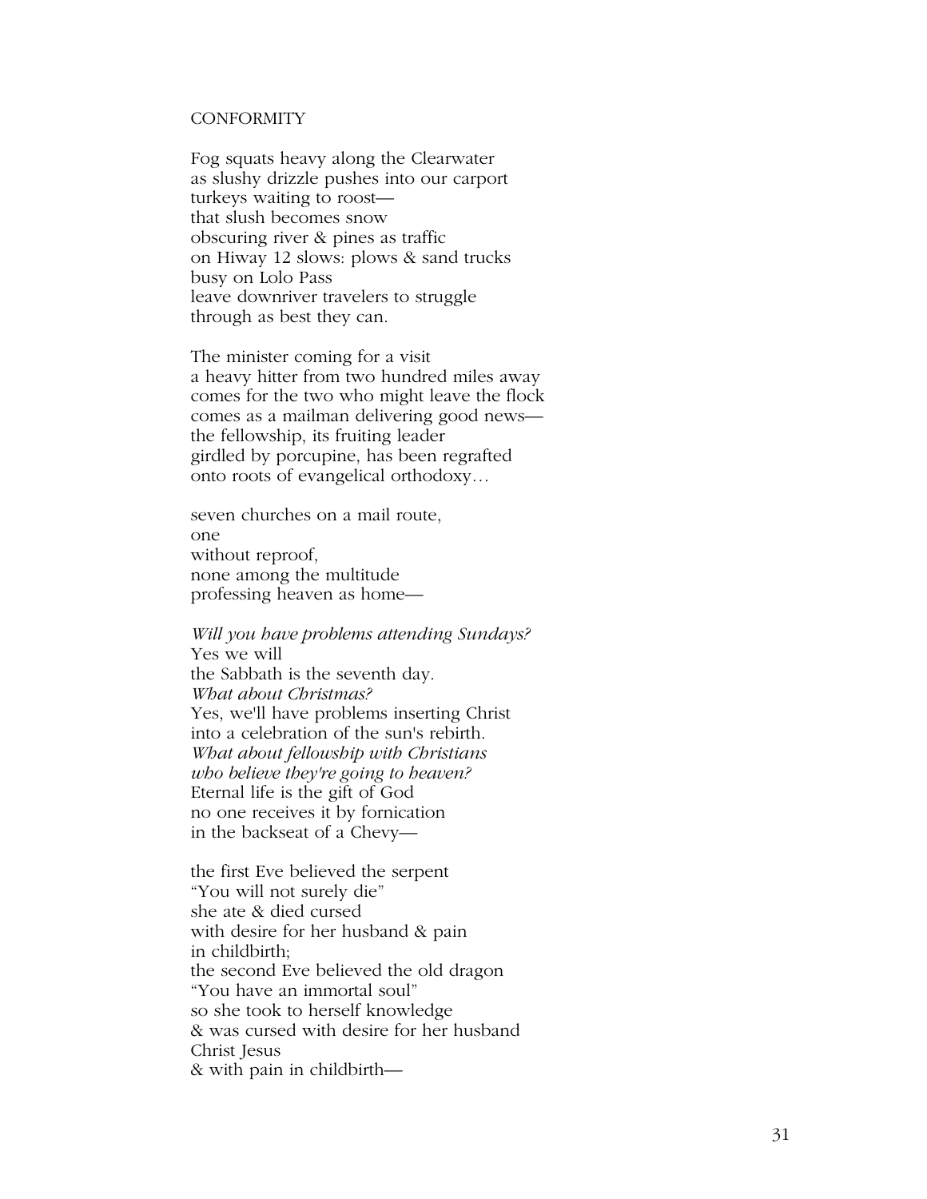CONFORMITY

Fog squats heavy along the Clearwater
as slushy drizzle pushes into our carport
turkeys waiting to roost—
that slush becomes snow
obscuring river & pines as traffic
on Hiway 12 slows: plows & sand trucks
busy on Lolo Pass
leave downriver travelers to struggle
through as best they can.

The minister coming for a visit
a heavy hitter from two hundred miles away
comes for the two who might leave the flock
comes as a mailman delivering good news—
the fellowship, its fruiting leader
girdled by porcupine, has been regrafted
onto roots of evangelical orthodoxy…

seven churches on a mail route,
one
without reproof,
none among the multitude
professing heaven as home—

*Will you have problems attending Sundays?*
Yes we will
the Sabbath is the seventh day.
*What about Christmas?*
Yes, we'll have problems inserting Christ
into a celebration of the sun's rebirth.
*What about fellowship with Christians*
*who believe they're going to heaven?*
Eternal life is the gift of God
no one receives it by fornication
in the backseat of a Chevy—

the first Eve believed the serpent
"You will not surely die"
she ate & died cursed
with desire for her husband & pain
in childbirth;
the second Eve believed the old dragon
"You have an immortal soul"
so she took to herself knowledge
& was cursed with desire for her husband
Christ Jesus
& with pain in childbirth—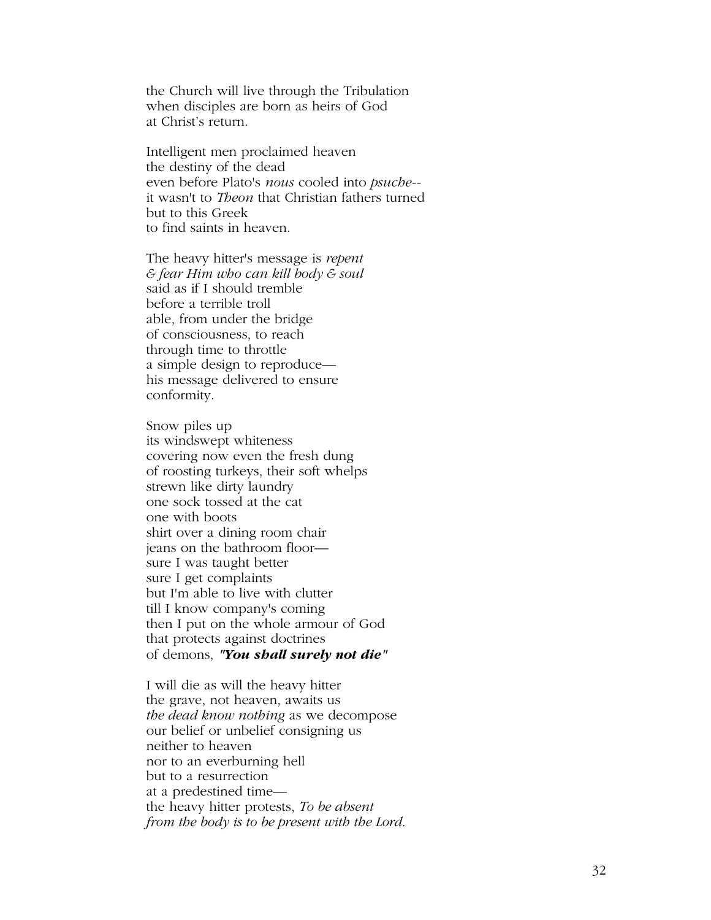the Church will live through the Tribulation
when disciples are born as heirs of God
at Christ's return.

Intelligent men proclaimed heaven
the destiny of the dead
even before Plato's *nous* cooled into *psuche*--
it wasn't to *Theon* that Christian fathers turned
but to this Greek
to find saints in heaven.

The heavy hitter's message is *repent*
*& fear Him who can kill body & soul*
said as if I should tremble
before a terrible troll
able, from under the bridge
of consciousness, to reach
through time to throttle
a simple design to reproduce—
his message delivered to ensure
conformity.

Snow piles up
its windswept whiteness
covering now even the fresh dung
of roosting turkeys, their soft whelps
strewn like dirty laundry
one sock tossed at the cat
one with boots
shirt over a dining room chair
jeans on the bathroom floor—
sure I was taught better
sure I get complaints
but I'm able to live with clutter
till I know company's coming
then I put on the whole armour of God
that protects against doctrines
of demons, ***"You shall surely not die"***

I will die as will the heavy hitter
the grave, not heaven, awaits us
*the dead know nothing* as we decompose
our belief or unbelief consigning us
neither to heaven
nor to an everburning hell
but to a resurrection
at a predestined time—
the heavy hitter protests, *To be absent*
*from the body is to be present with the Lord.*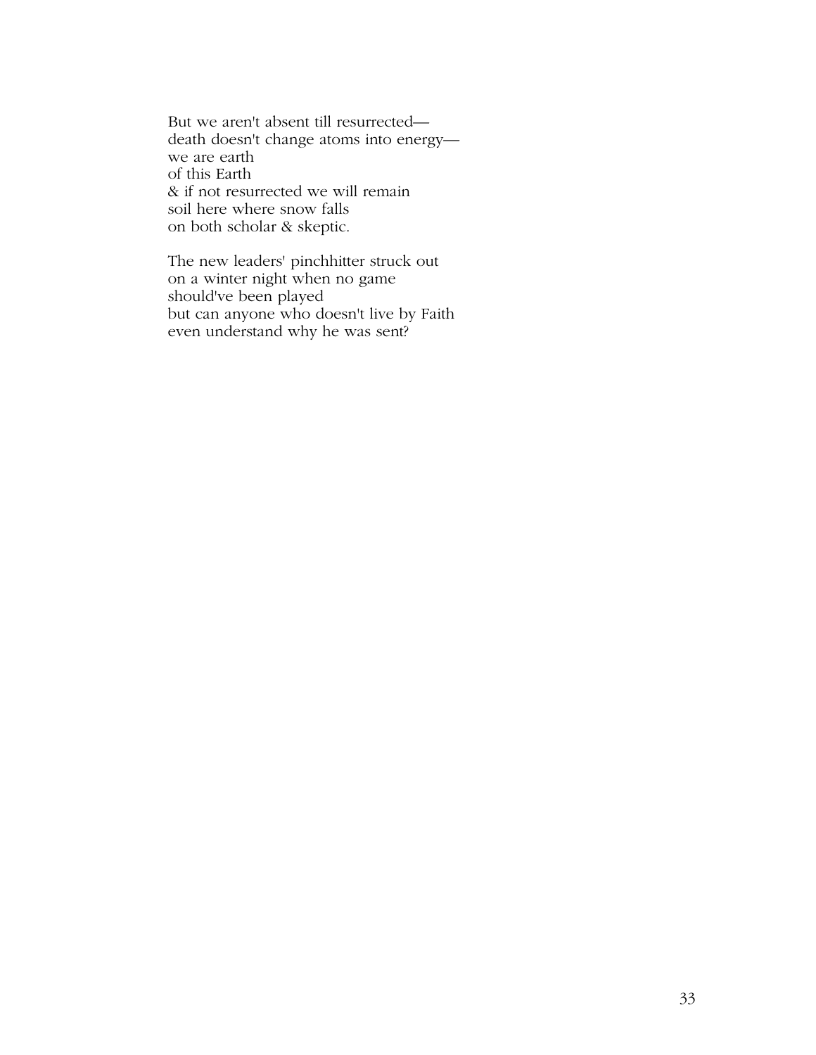But we aren't absent till resurrected—
death doesn't change atoms into energy—
we are earth
of this Earth
& if not resurrected we will remain
soil here where snow falls
on both scholar & skeptic.

The new leaders' pinchhitter struck out
on a winter night when no game
should've been played
but can anyone who doesn't live by Faith
even understand why he was sent?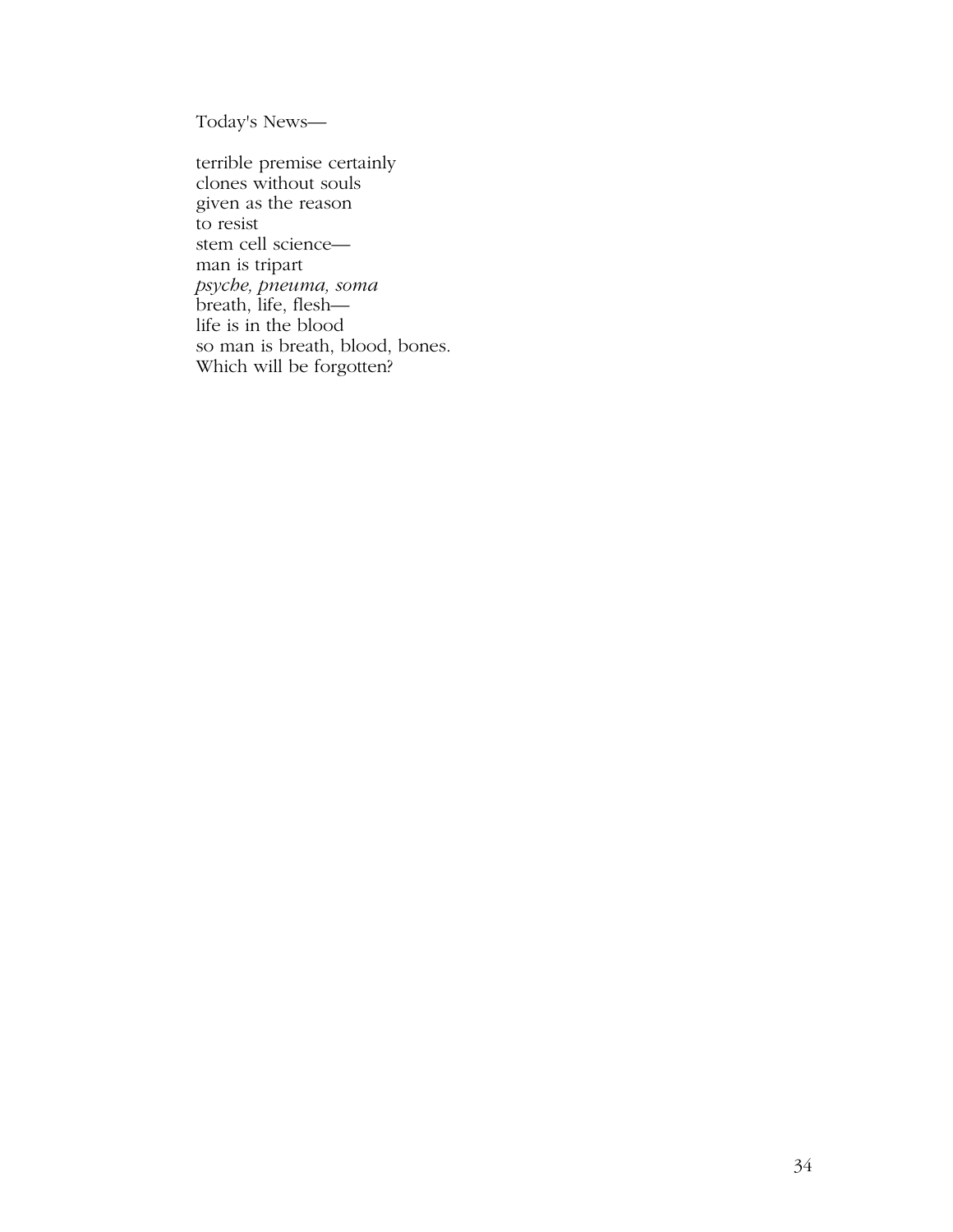Today's News—

terribe premise certainly
clones without souls
given as the reason
to resist
stem cell science—
man is tripart
*psyche, pneuma, soma*
breath, life, flesh—
life is in the blood
so man is breath, blood, bones.
Which will be forgotten?

Today's News—

terrible premise certainly  
clones without souls  
given as the reason  
to resist  
stem cell science—  
man is tripart  
*psyche, pneuma, soma*  
breath, life, flesh—  
life is in the blood  
so man is breath, blood, bones.  
Which will be forgotten?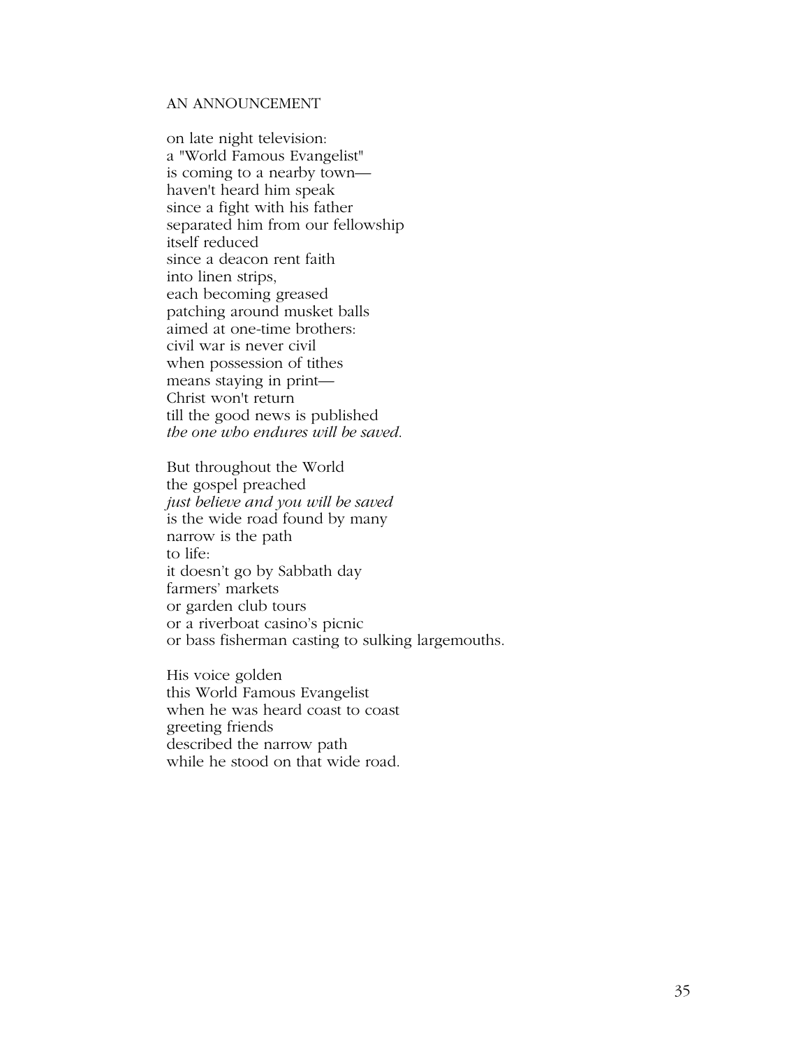## AN ANNOUNCEMENT

on late night television:  
a "World Famous Evangelist"  
is coming to a nearby town—  
haven't heard him speak  
since a fight with his father  
separated him from our fellowship  
itself reduced  
since a deacon rent faith  
into linen strips,  
each becoming greased  
patching around musket balls  
aimed at one-time brothers:  
civil war is never civil  
when possession of tithes  
means staying in print—  
Christ won't return  
till the good news is published  
*the one who endures will be saved.*

But throughout the World  
the gospel preached  
*just believe and you will be saved*  
is the wide road found by many  
narrow is the path  
to life:  
it doesn't go by Sabbath day  
farmers' markets  
or garden club tours  
or a riverboat casino's picnic  
or bass fisherman casting to sulking largemouths.

His voice golden  
this World Famous Evangelist  
when he was heard coast to coast  
greeting friends  
described the narrow path  
while he stood on that wide road.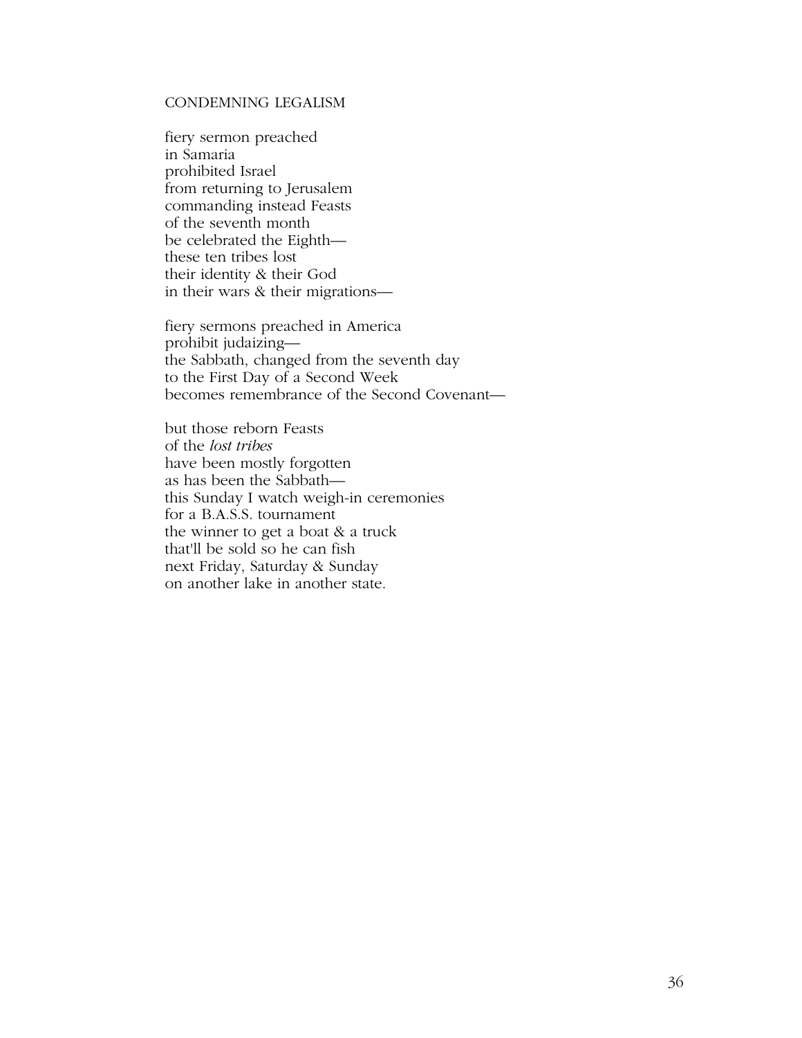## CONDEMNING LEGALISM

fiery sermon preached
in Samaria
prohibited Israel
from returning to Jerusalem
commanding instead Feasts
of the seventh month
be celebrated the Eighth—
these ten tribes lost
their identity & their God
in their wars & their migrations—

fiery sermons preached in America
prohibit judaizing—
the Sabbath, changed from the seventh day
to the First Day of a Second Week
becomes remembrance of the Second Covenant—

but those reborn Feasts
of the *lost tribes*
have been mostly forgotten
as has been the Sabbath—
this Sunday I watch weigh-in ceremonies
for a B.A.S.S. tournament
the winner to get a boat & a truck
that'll be sold so he can fish
next Friday, Saturday & Sunday
on another lake in another state.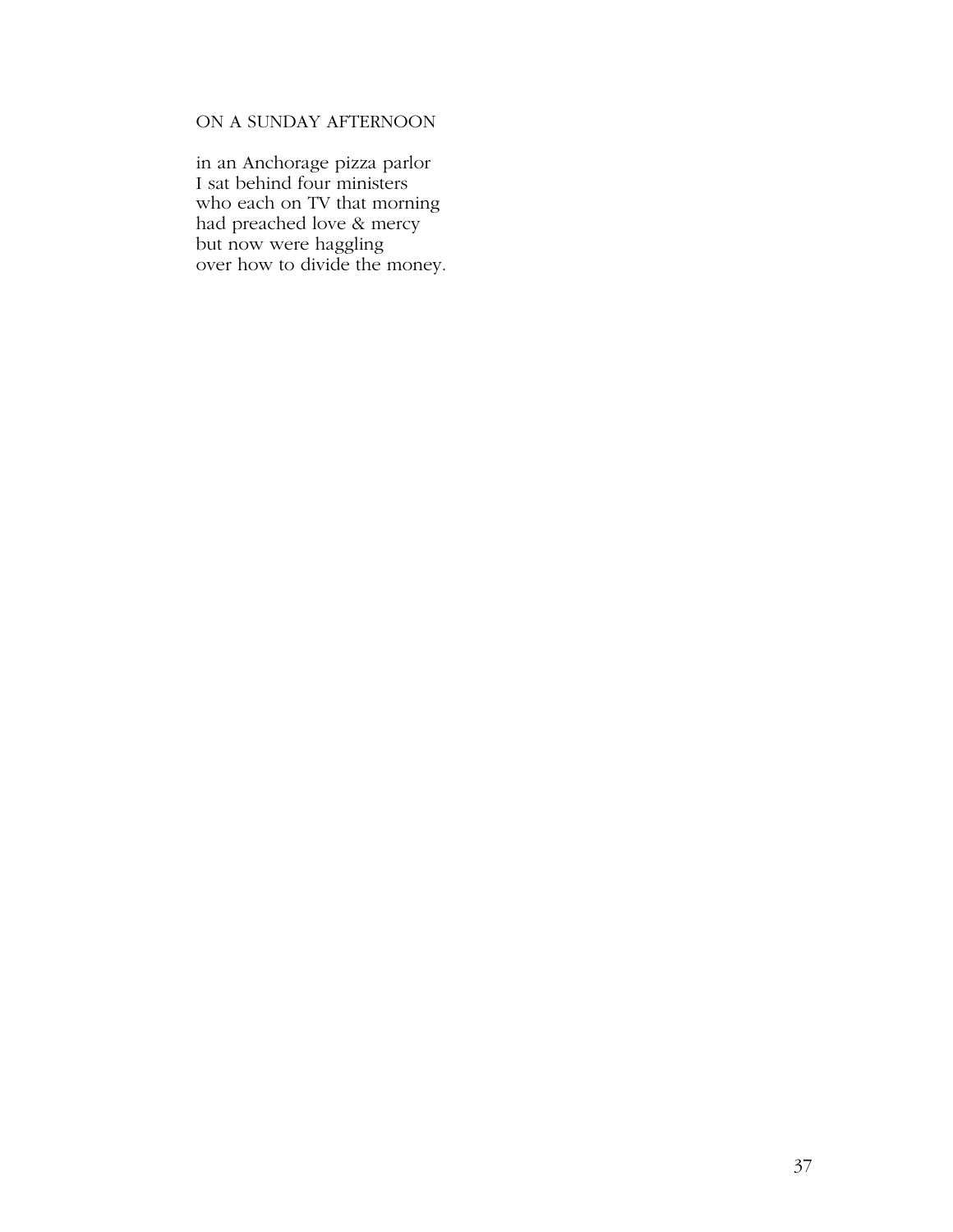ON A SUNDAY AFTERNOON

in an Anchorage pizza parlor  
I sat behind four ministers  
who each on TV that morning  
had preached love & mercy  
but now were haggling  
over how to divide the money.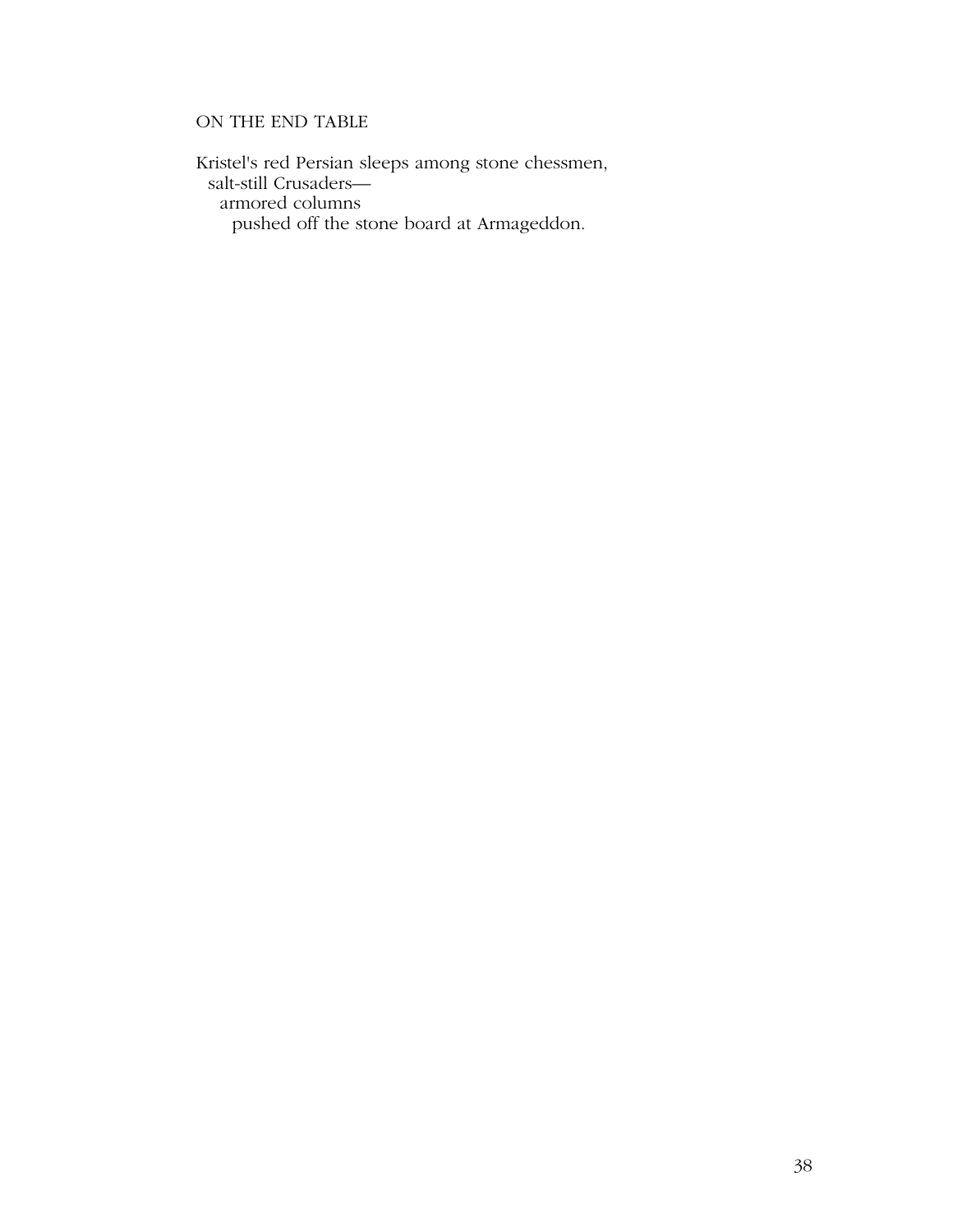## ON THE END TABLE

Kristel's red Persian sleeps among stone chessmen,  
&nbsp;&nbsp;salt-still Crusaders—  
&nbsp;&nbsp;&nbsp;&nbsp;armored columns  
&nbsp;&nbsp;&nbsp;&nbsp;&nbsp;&nbsp;pushed off the stone board at Armageddon.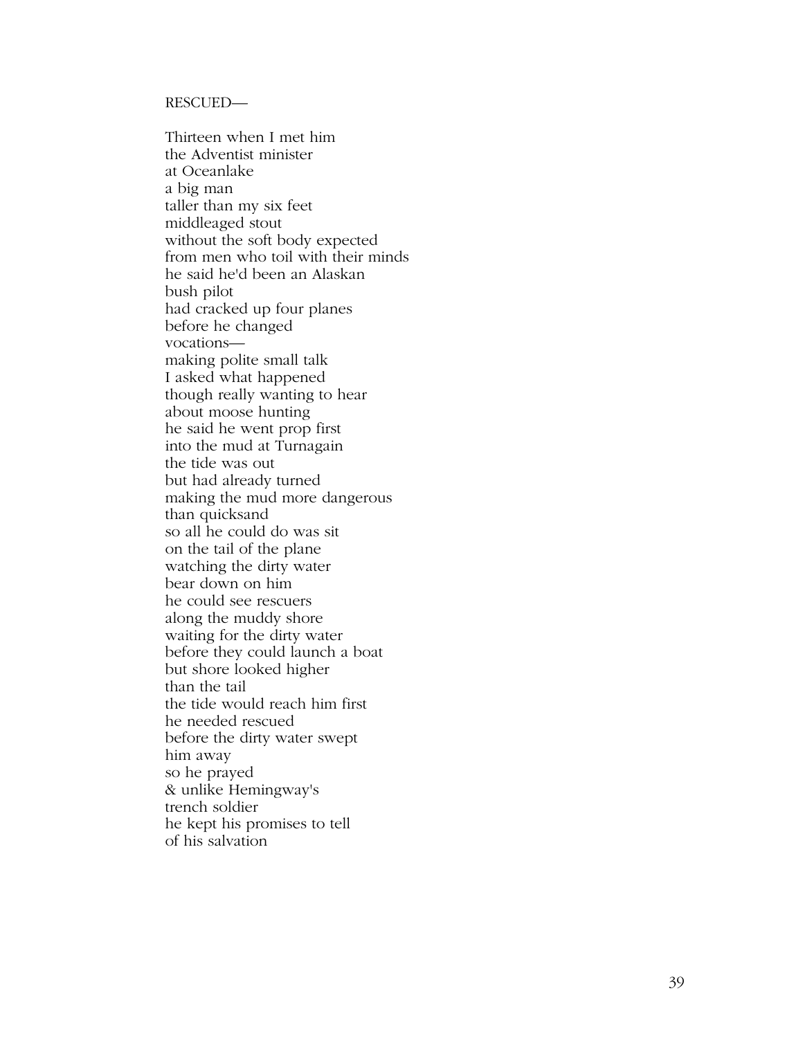RESCUED—

Thirteen when I met him  
the Adventist minister  
at Oceanlake  
a big man  
taller than my six feet  
middleaged stout  
without the soft body expected  
from men who toil with their minds  
he said he'd been an Alaskan  
bush pilot  
had cracked up four planes  
before he changed  
vocations—  
making polite small talk  
I asked what happened  
though really wanting to hear  
about moose hunting  
he said he went prop first  
into the mud at Turnagain  
the tide was out  
but had already turned  
making the mud more dangerous  
than quicksand  
so all he could do was sit  
on the tail of the plane  
watching the dirty water  
bear down on him  
he could see rescuers  
along the muddy shore  
waiting for the dirty water  
before they could launch a boat  
but shore looked higher  
than the tail  
the tide would reach him first  
he needed rescued  
before the dirty water swept  
him away  
so he prayed  
& unlike Hemingway's  
trench soldier  
he kept his promises to tell  
of his salvation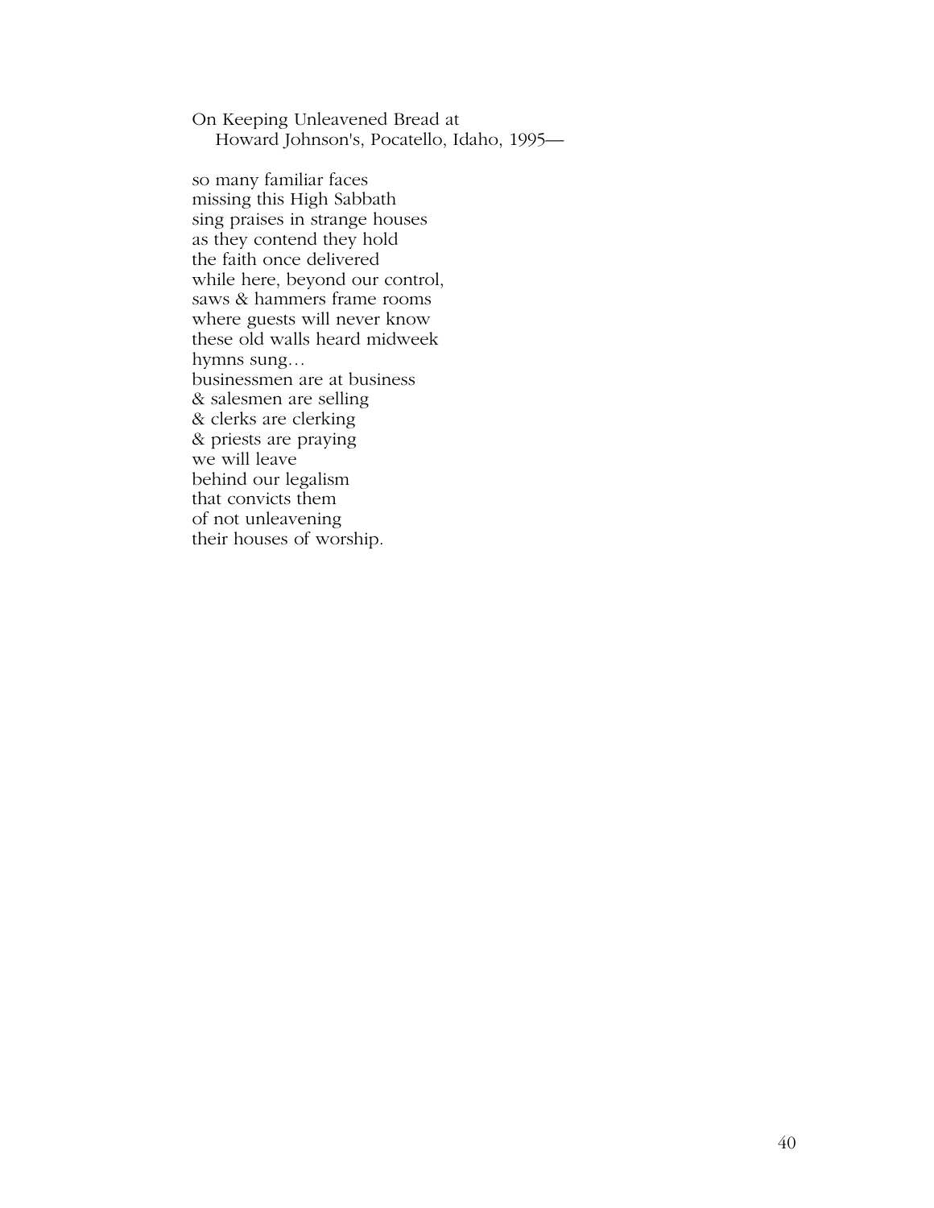On Keeping Unleavened Bread at
Howard Johnson's, Pocatello, Idaho, 1995—

so many familiar faces  
missing this High Sabbath  
sing praises in strange houses  
as they contend they hold  
the faith once delivered  
while here, beyond our control,  
saws & hammers frame rooms  
where guests will never know  
these old walls heard midweek  
hymns sung…  
businessmen are at business  
& salesmen are selling  
& clerks are clerking  
& priests are praying  
we will leave  
behind our legalism  
that convicts them  
of not unleavening  
their houses of worship.